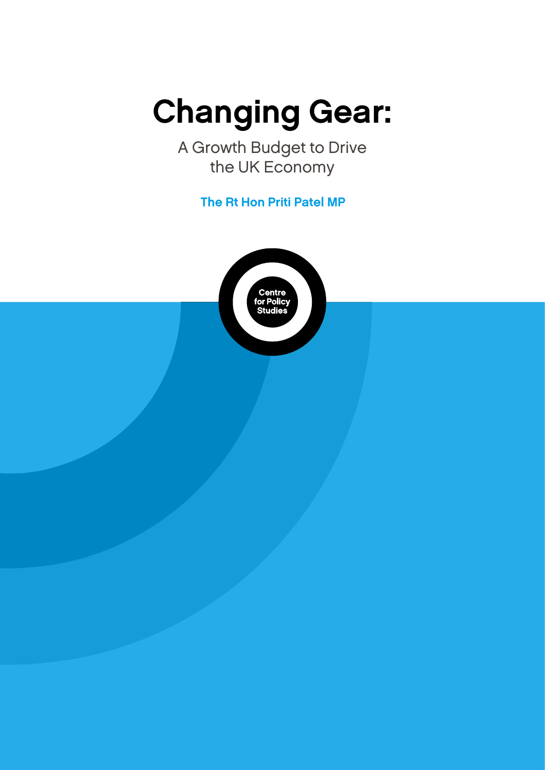# Changing Gear:

A Growth Budget to Drive the UK Economy

**The Rt Hon Priti Patel MP**

Centre for Policy Studies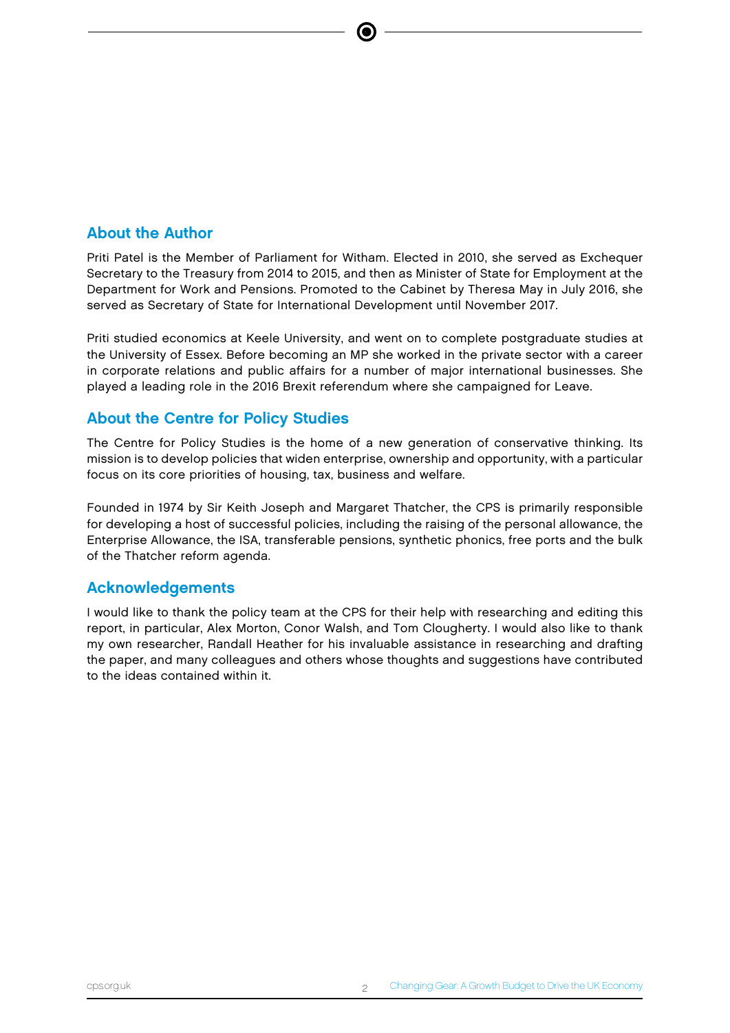## About the Author

Priti Patel is the Member of Parliament for Witham. Elected in 2010, she served as Exchequer Secretary to the Treasury from 2014 to 2015, and then as Minister of State for Employment at the Department for Work and Pensions. Promoted to the Cabinet by Theresa May in July 2016, she served as Secretary of State for International Development until November 2017.

Priti studied economics at Keele University, and went on to complete postgraduate studies at the University of Essex. Before becoming an MP she worked in the private sector with a career in corporate relations and public affairs for a number of major international businesses. She played a leading role in the 2016 Brexit referendum where she campaigned for Leave.

## About the Centre for Policy Studies

The Centre for Policy Studies is the home of a new generation of conservative thinking. Its mission is to develop policies that widen enterprise, ownership and opportunity, with a particular focus on its core priorities of housing, tax, business and welfare.

Founded in 1974 by Sir Keith Joseph and Margaret Thatcher, the CPS is primarily responsible for developing a host of successful policies, including the raising of the personal allowance, the Enterprise Allowance, the ISA, transferable pensions, synthetic phonics, free ports and the bulk of the Thatcher reform agenda.

## Acknowledgements

I would like to thank the policy team at the CPS for their help with researching and editing this report, in particular, Alex Morton, Conor Walsh, and Tom Clougherty. I would also like to thank my own researcher, Randall Heather for his invaluable assistance in researching and drafting the paper, and many colleagues and others whose thoughts and suggestions have contributed to the ideas contained within it.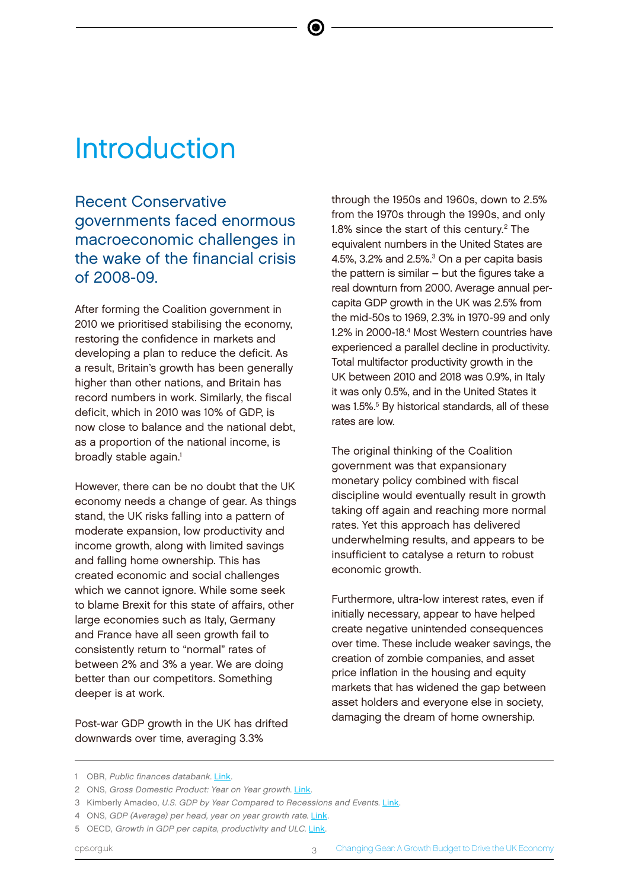# Introduction

## Recent Conservative governments faced enormous macroeconomic challenges in the wake of the financial crisis of 2008-09.

After forming the Coalition government in 2010 we prioritised stabilising the economy, restoring the confidence in markets and developing a plan to reduce the deficit. As a result, Britain's growth has been generally higher than other nations, and Britain has record numbers in work. Similarly, the fiscal deficit, which in 2010 was 10% of GDP, is now close to balance and the national debt, as a proportion of the national income, is broadly stable again.[1]

However, there can be no doubt that the UK economy needs a change of gear. As things stand, the UK risks falling into a pattern of moderate expansion, low productivity and income growth, along with limited savings and falling home ownership. This has created economic and social challenges which we cannot ignore. While some seek to blame Brexit for this state of affairs, other large economies such as Italy, Germany and France have all seen growth fail to consistently return to "normal" rates of between 2% and 3% a year. We are doing better than our competitors. Something deeper is at work.

Post-war GDP growth in the UK has drifted downwards over time, averaging 3.3% through the 1950s and 1960s, down to 2.5% from the 1970s through the 1990s, and only 1.8% since the start of this century.[2] The equivalent numbers in the United States are 4.5%, 3.2% and 2.5%.[3] On a per capita basis the pattern is similar – but the figures take a real downturn from 2000. Average annual per-capita GDP growth in the UK was 2.5% from the mid-50s to 1969, 2.3% in 1970-99 and only 1.2% in 2000-18.[4] Most Western countries have experienced a parallel decline in productivity. Total multifactor productivity growth in the UK between 2010 and 2018 was 0.9%, in Italy it was only 0.5%, and in the United States it was 1.5%.[5] By historical standards, all of these rates are low.

The original thinking of the Coalition government was that expansionary monetary policy combined with fiscal discipline would eventually result in growth taking off again and reaching more normal rates. Yet this approach has delivered underwhelming results, and appears to be insufficient to catalyse a return to robust economic growth.

Furthermore, ultra-low interest rates, even if initially necessary, appear to have helped create negative unintended consequences over time. These include weaker savings, the creation of zombie companies, and asset price inflation in the housing and equity markets that has widened the gap between asset holders and everyone else in society, damaging the dream of home ownership.

---

1 OBR, *Public finances databank*. Link.

2 ONS, *Gross Domestic Product: Year on Year growth*. Link.

3 Kimberly Amadeo, *U.S. GDP by Year Compared to Recessions and Events*. Link.

4 ONS, *GDP (Average) per head, year on year growth rate*. Link.

5 OECD, *Growth in GDP per capita, productivity and ULC*. Link.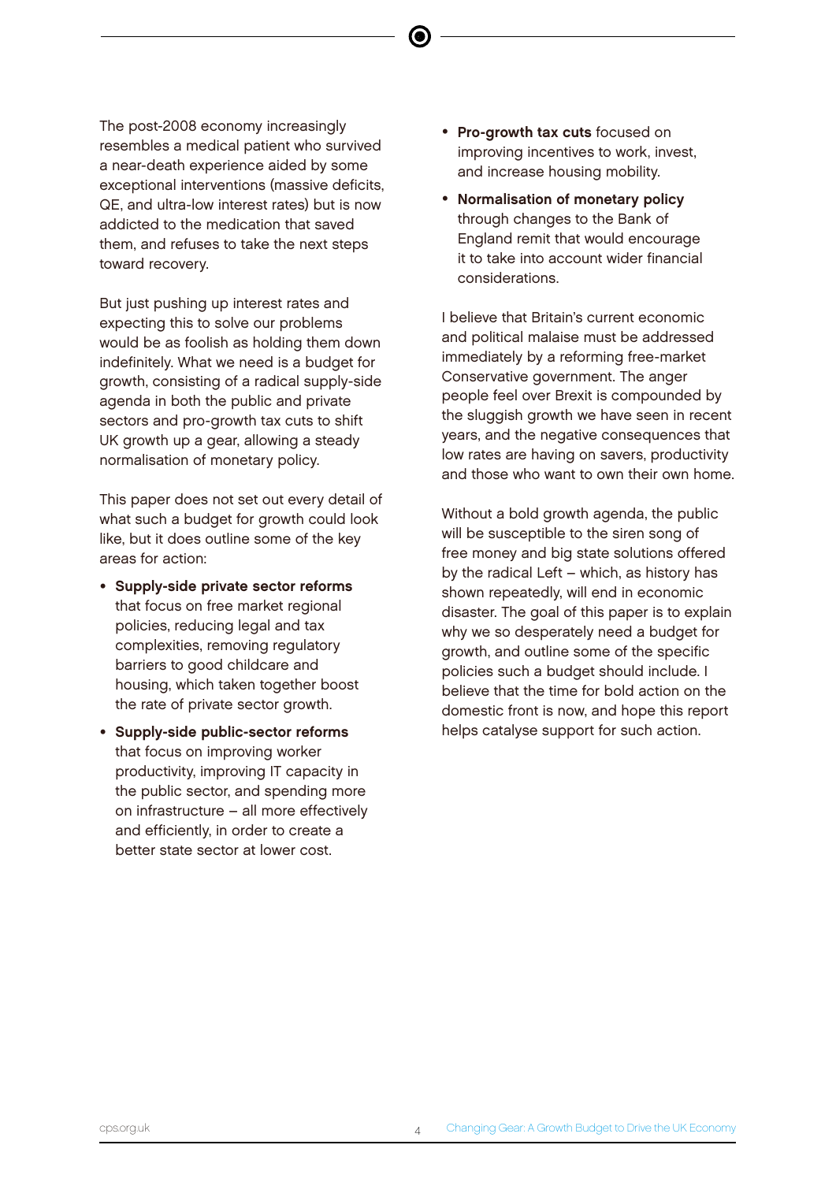The post-2008 economy increasingly resembles a medical patient who survived a near-death experience aided by some exceptional interventions (massive deficits, QE, and ultra-low interest rates) but is now addicted to the medication that saved them, and refuses to take the next steps toward recovery.

But just pushing up interest rates and expecting this to solve our problems would be as foolish as holding them down indefinitely. What we need is a budget for growth, consisting of a radical supply-side agenda in both the public and private sectors and pro-growth tax cuts to shift UK growth up a gear, allowing a steady normalisation of monetary policy.

This paper does not set out every detail of what such a budget for growth could look like, but it does outline some of the key areas for action:

- **Supply-side private sector reforms** that focus on free market regional policies, reducing legal and tax complexities, removing regulatory barriers to good childcare and housing, which taken together boost the rate of private sector growth.
- **Supply-side public-sector reforms** that focus on improving worker productivity, improving IT capacity in the public sector, and spending more on infrastructure – all more effectively and efficiently, in order to create a better state sector at lower cost.
- **Pro-growth tax cuts** focused on improving incentives to work, invest, and increase housing mobility.
- **Normalisation of monetary policy** through changes to the Bank of England remit that would encourage it to take into account wider financial considerations.

I believe that Britain's current economic and political malaise must be addressed immediately by a reforming free-market Conservative government. The anger people feel over Brexit is compounded by the sluggish growth we have seen in recent years, and the negative consequences that low rates are having on savers, productivity and those who want to own their own home.

Without a bold growth agenda, the public will be susceptible to the siren song of free money and big state solutions offered by the radical Left – which, as history has shown repeatedly, will end in economic disaster. The goal of this paper is to explain why we so desperately need a budget for growth, and outline some of the specific policies such a budget should include. I believe that the time for bold action on the domestic front is now, and hope this report helps catalyse support for such action.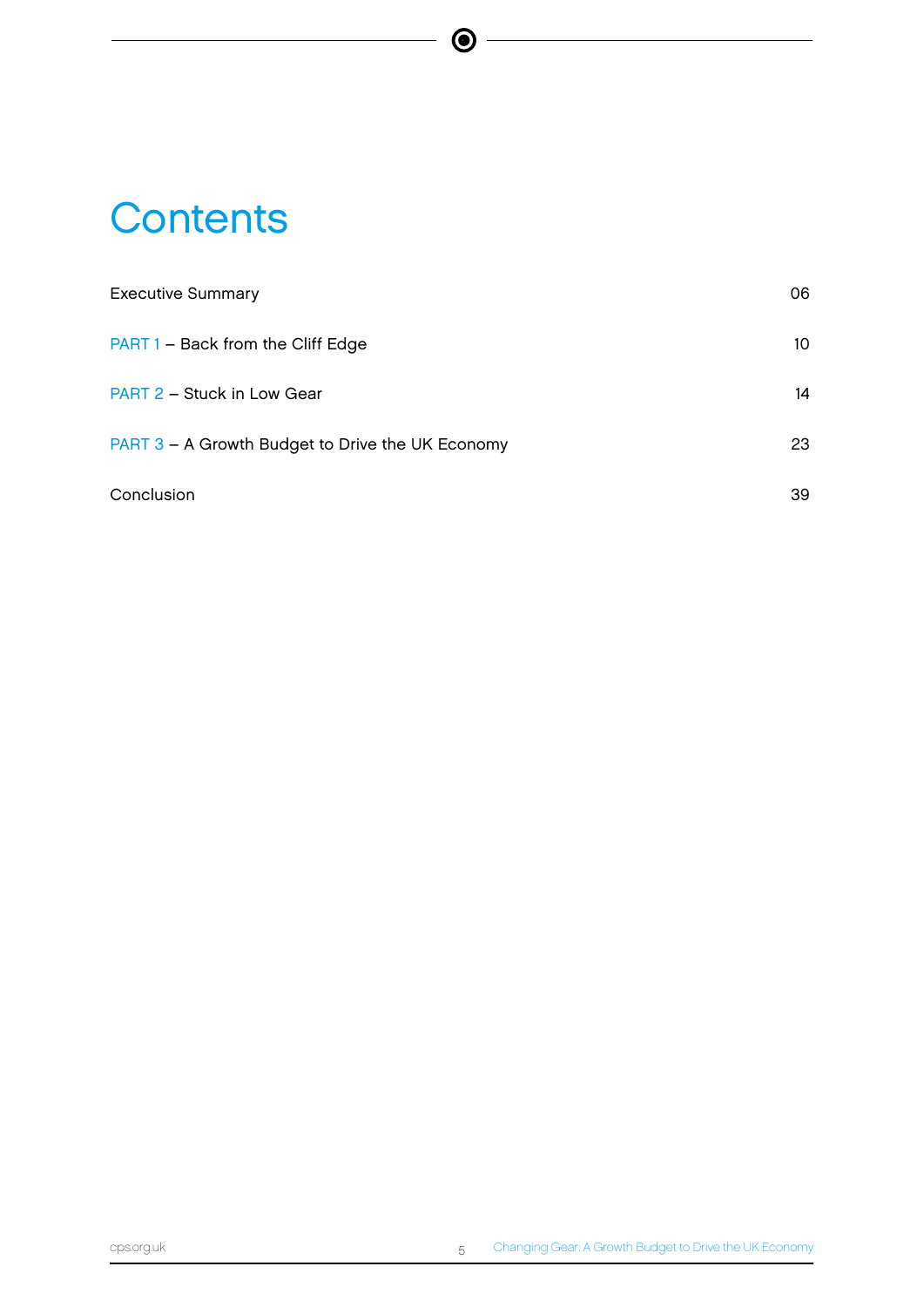# Contents

| | |
|---|---|
| Executive Summary | 06 |
| PART 1 – Back from the Cliff Edge | 10 |
| PART 2 – Stuck in Low Gear | 14 |
| PART 3 – A Growth Budget to Drive the UK Economy | 23 |
| Conclusion | 39 |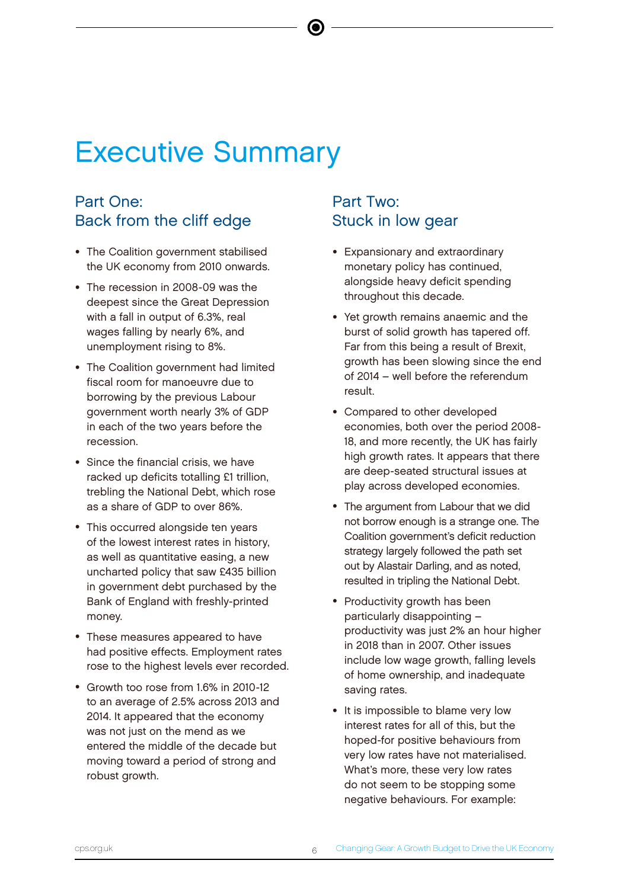# Executive Summary

## Part One: Back from the cliff edge

- The Coalition government stabilised the UK economy from 2010 onwards.
- The recession in 2008-09 was the deepest since the Great Depression with a fall in output of 6.3%, real wages falling by nearly 6%, and unemployment rising to 8%.
- The Coalition government had limited fiscal room for manoeuvre due to borrowing by the previous Labour government worth nearly 3% of GDP in each of the two years before the recession.
- Since the financial crisis, we have racked up deficits totalling £1 trillion, trebling the National Debt, which rose as a share of GDP to over 86%.
- This occurred alongside ten years of the lowest interest rates in history, as well as quantitative easing, a new uncharted policy that saw £435 billion in government debt purchased by the Bank of England with freshly-printed money.
- These measures appeared to have had positive effects. Employment rates rose to the highest levels ever recorded.
- Growth too rose from 1.6% in 2010-12 to an average of 2.5% across 2013 and 2014. It appeared that the economy was not just on the mend as we entered the middle of the decade but moving toward a period of strong and robust growth.

## Part Two: Stuck in low gear

- Expansionary and extraordinary monetary policy has continued, alongside heavy deficit spending throughout this decade.
- Yet growth remains anaemic and the burst of solid growth has tapered off. Far from this being a result of Brexit, growth has been slowing since the end of 2014 – well before the referendum result.
- Compared to other developed economies, both over the period 2008-18, and more recently, the UK has fairly high growth rates. It appears that there are deep-seated structural issues at play across developed economies.
- The argument from Labour that we did not borrow enough is a strange one. The Coalition government's deficit reduction strategy largely followed the path set out by Alastair Darling, and as noted, resulted in tripling the National Debt.
- Productivity growth has been particularly disappointing – productivity was just 2% an hour higher in 2018 than in 2007. Other issues include low wage growth, falling levels of home ownership, and inadequate saving rates.
- It is impossible to blame very low interest rates for all of this, but the hoped-for positive behaviours from very low rates have not materialised. What's more, these very low rates do not seem to be stopping some negative behaviours. For example: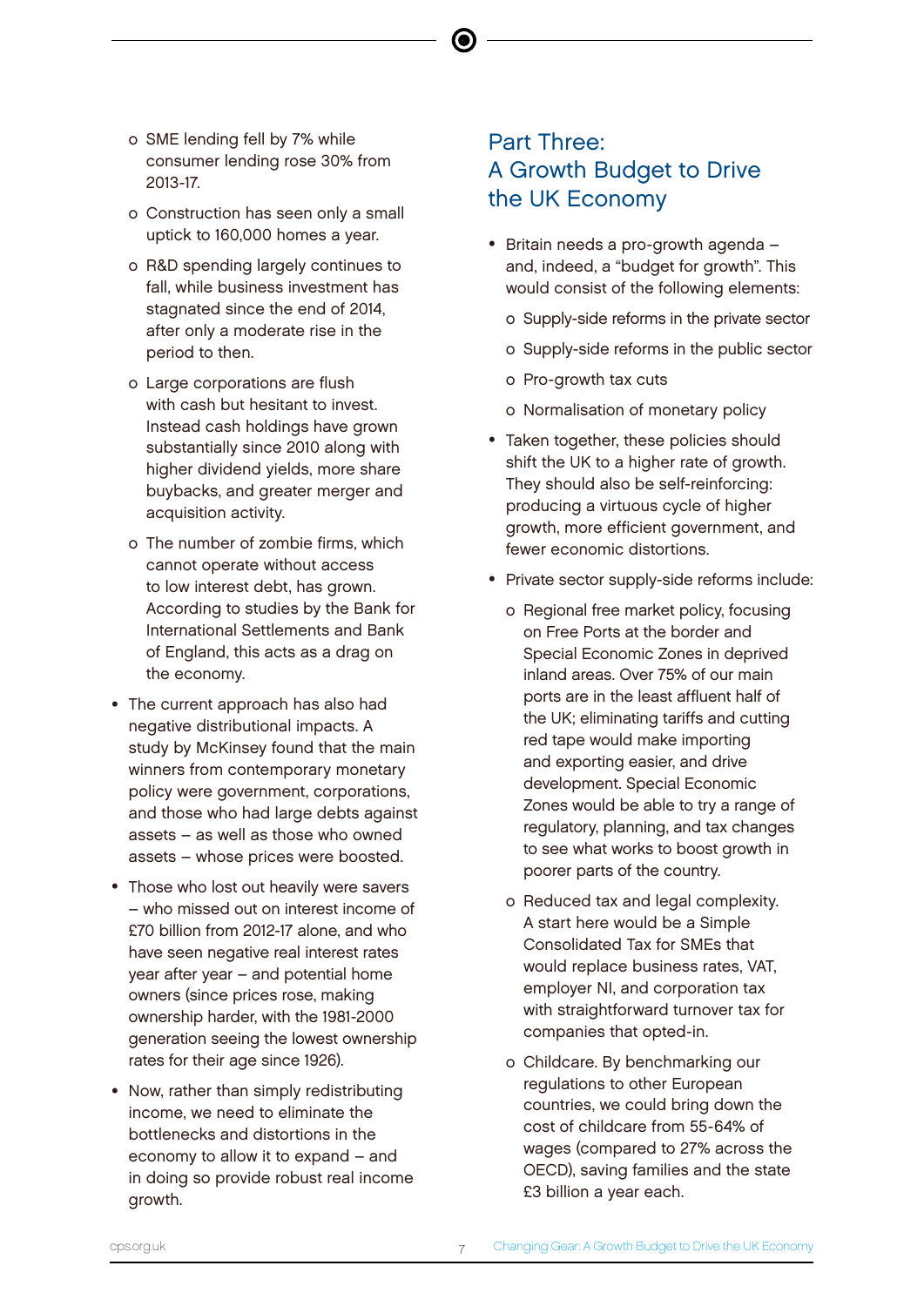- SME lending fell by 7% while consumer lending rose 30% from 2013-17.
- Construction has seen only a small uptick to 160,000 homes a year.
- R&D spending largely continues to fall, while business investment has stagnated since the end of 2014, after only a moderate rise in the period to then.
- Large corporations are flush with cash but hesitant to invest. Instead cash holdings have grown substantially since 2010 along with higher dividend yields, more share buybacks, and greater merger and acquisition activity.
- The number of zombie firms, which cannot operate without access to low interest debt, has grown. According to studies by the Bank for International Settlements and Bank of England, this acts as a drag on the economy.

- The current approach has also had negative distributional impacts. A study by McKinsey found that the main winners from contemporary monetary policy were government, corporations, and those who had large debts against assets – as well as those who owned assets – whose prices were boosted.
- Those who lost out heavily were savers – who missed out on interest income of £70 billion from 2012-17 alone, and who have seen negative real interest rates year after year – and potential home owners (since prices rose, making ownership harder, with the 1981-2000 generation seeing the lowest ownership rates for their age since 1926).
- Now, rather than simply redistributing income, we need to eliminate the bottlenecks and distortions in the economy to allow it to expand – and in doing so provide robust real income growth.

## Part Three: A Growth Budget to Drive the UK Economy

- Britain needs a pro-growth agenda – and, indeed, a "budget for growth". This would consist of the following elements:
  - Supply-side reforms in the private sector
  - Supply-side reforms in the public sector
  - Pro-growth tax cuts
  - Normalisation of monetary policy
- Taken together, these policies should shift the UK to a higher rate of growth. They should also be self-reinforcing: producing a virtuous cycle of higher growth, more efficient government, and fewer economic distortions.
- Private sector supply-side reforms include:
  - Regional free market policy, focusing on Free Ports at the border and Special Economic Zones in deprived inland areas. Over 75% of our main ports are in the least affluent half of the UK; eliminating tariffs and cutting red tape would make importing and exporting easier, and drive development. Special Economic Zones would be able to try a range of regulatory, planning, and tax changes to see what works to boost growth in poorer parts of the country.
  - Reduced tax and legal complexity. A start here would be a Simple Consolidated Tax for SMEs that would replace business rates, VAT, employer NI, and corporation tax with straightforward turnover tax for companies that opted-in.
  - Childcare. By benchmarking our regulations to other European countries, we could bring down the cost of childcare from 55-64% of wages (compared to 27% across the OECD), saving families and the state £3 billion a year each.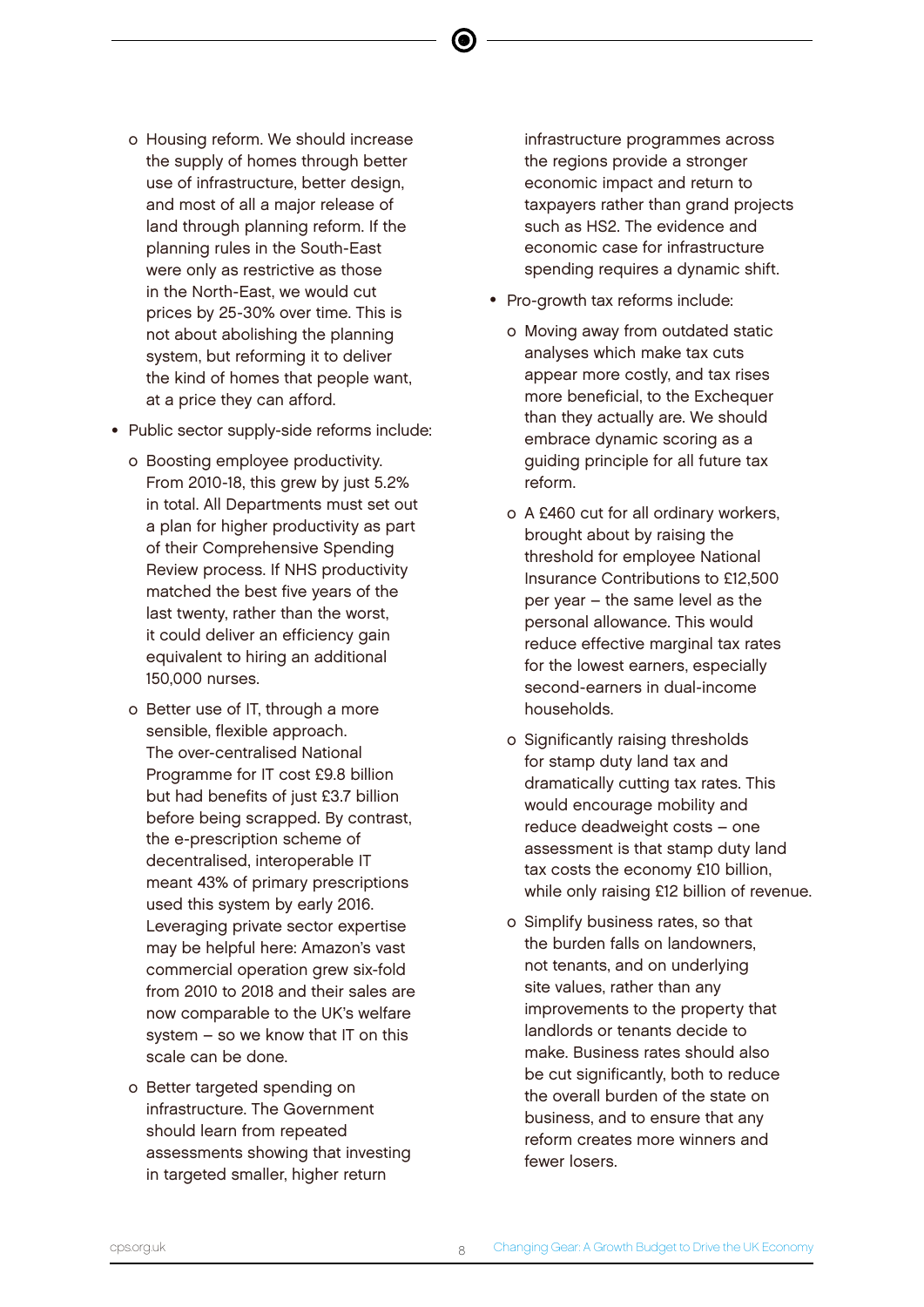- Housing reform. We should increase the supply of homes through better use of infrastructure, better design, and most of all a major release of land through planning reform. If the planning rules in the South-East were only as restrictive as those in the North-East, we would cut prices by 25-30% over time. This is not about abolishing the planning system, but reforming it to deliver the kind of homes that people want, at a price they can afford.

- Public sector supply-side reforms include:
  - Boosting employee productivity. From 2010-18, this grew by just 5.2% in total. All Departments must set out a plan for higher productivity as part of their Comprehensive Spending Review process. If NHS productivity matched the best five years of the last twenty, rather than the worst, it could deliver an efficiency gain equivalent to hiring an additional 150,000 nurses.
  - Better use of IT, through a more sensible, flexible approach. The over-centralised National Programme for IT cost £9.8 billion but had benefits of just £3.7 billion before being scrapped. By contrast, the e-prescription scheme of decentralised, interoperable IT meant 43% of primary prescriptions used this system by early 2016. Leveraging private sector expertise may be helpful here: Amazon's vast commercial operation grew six-fold from 2010 to 2018 and their sales are now comparable to the UK's welfare system – so we know that IT on this scale can be done.
  - Better targeted spending on infrastructure. The Government should learn from repeated assessments showing that investing in targeted smaller, higher return infrastructure programmes across the regions provide a stronger economic impact and return to taxpayers rather than grand projects such as HS2. The evidence and economic case for infrastructure spending requires a dynamic shift.

- Pro-growth tax reforms include:
  - Moving away from outdated static analyses which make tax cuts appear more costly, and tax rises more beneficial, to the Exchequer than they actually are. We should embrace dynamic scoring as a guiding principle for all future tax reform.
  - A £460 cut for all ordinary workers, brought about by raising the threshold for employee National Insurance Contributions to £12,500 per year – the same level as the personal allowance. This would reduce effective marginal tax rates for the lowest earners, especially second-earners in dual-income households.
  - Significantly raising thresholds for stamp duty land tax and dramatically cutting tax rates. This would encourage mobility and reduce deadweight costs – one assessment is that stamp duty land tax costs the economy £10 billion, while only raising £12 billion of revenue.
  - Simplify business rates, so that the burden falls on landowners, not tenants, and on underlying site values, rather than any improvements to the property that landlords or tenants decide to make. Business rates should also be cut significantly, both to reduce the overall burden of the state on business, and to ensure that any reform creates more winners and fewer losers.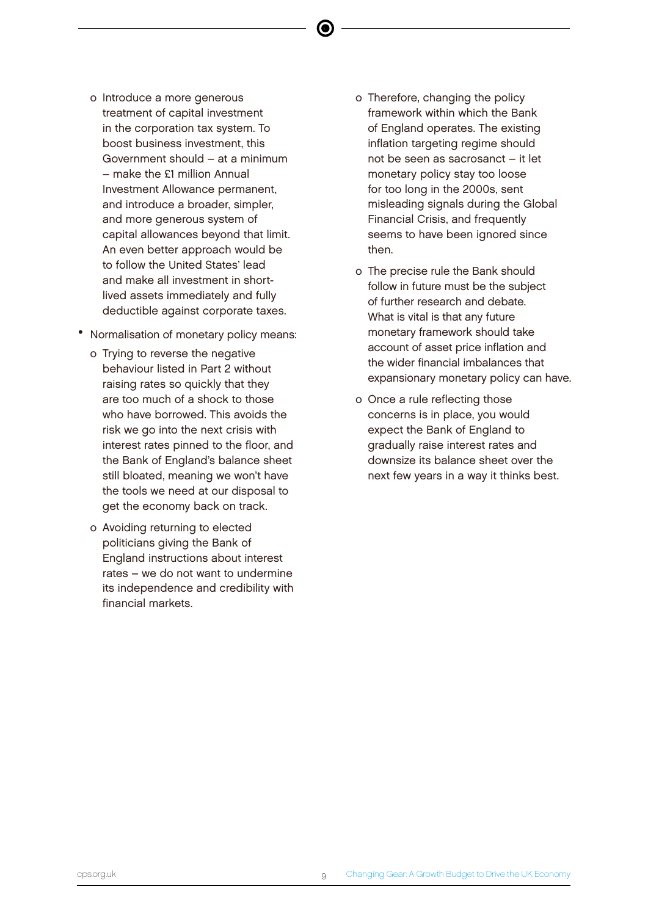- Introduce a more generous treatment of capital investment in the corporation tax system. To boost business investment, this Government should – at a minimum – make the £1 million Annual Investment Allowance permanent, and introduce a broader, simpler, and more generous system of capital allowances beyond that limit. An even better approach would be to follow the United States' lead and make all investment in short-lived assets immediately and fully deductible against corporate taxes.

- Normalisation of monetary policy means:
  - Trying to reverse the negative behaviour listed in Part 2 without raising rates so quickly that they are too much of a shock to those who have borrowed. This avoids the risk we go into the next crisis with interest rates pinned to the floor, and the Bank of England's balance sheet still bloated, meaning we won't have the tools we need at our disposal to get the economy back on track.
  - Avoiding returning to elected politicians giving the Bank of England instructions about interest rates – we do not want to undermine its independence and credibility with financial markets.
  - Therefore, changing the policy framework within which the Bank of England operates. The existing inflation targeting regime should not be seen as sacrosanct – it let monetary policy stay too loose for too long in the 2000s, sent misleading signals during the Global Financial Crisis, and frequently seems to have been ignored since then.
  - The precise rule the Bank should follow in future must be the subject of further research and debate. What is vital is that any future monetary framework should take account of asset price inflation and the wider financial imbalances that expansionary monetary policy can have.
  - Once a rule reflecting those concerns is in place, you would expect the Bank of England to gradually raise interest rates and downsize its balance sheet over the next few years in a way it thinks best.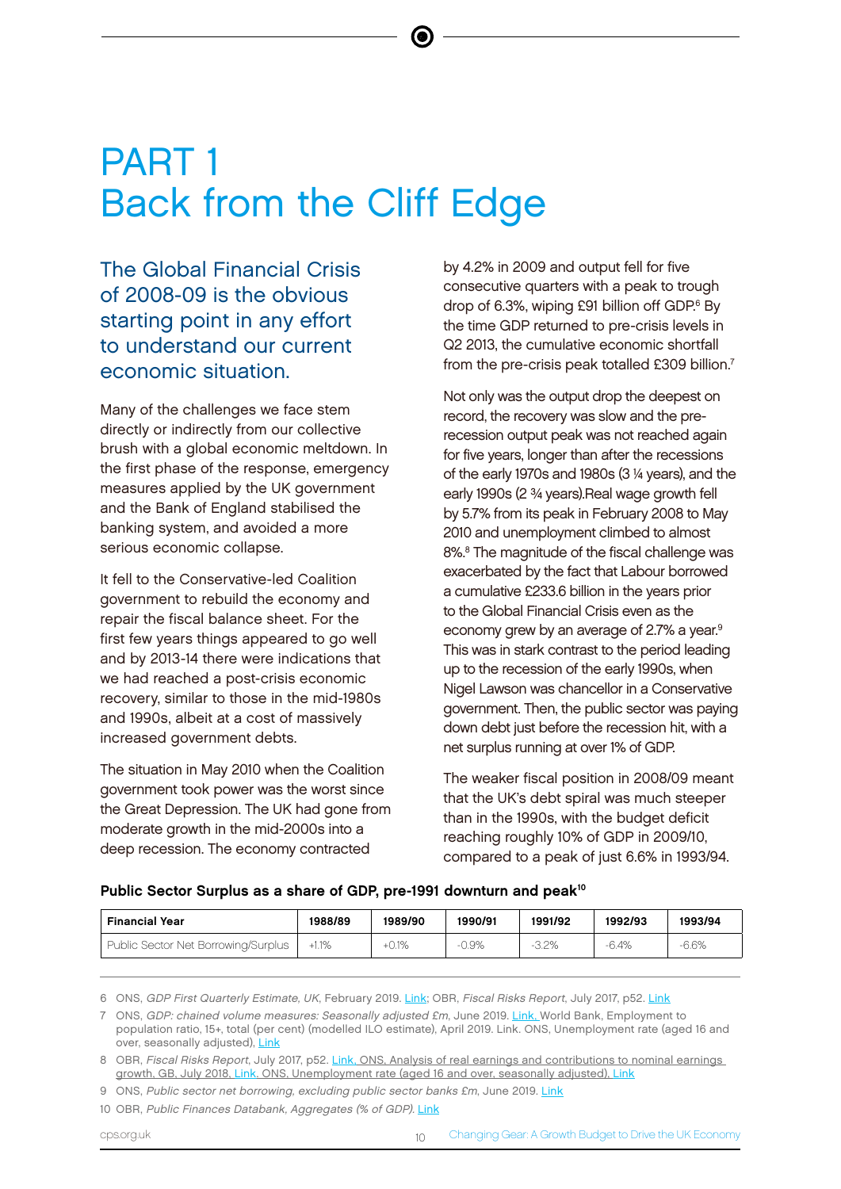# PART 1
# Back from the Cliff Edge

## The Global Financial Crisis of 2008-09 is the obvious starting point in any effort to understand our current economic situation.

Many of the challenges we face stem directly or indirectly from our collective brush with a global economic meltdown. In the first phase of the response, emergency measures applied by the UK government and the Bank of England stabilised the banking system, and avoided a more serious economic collapse.

It fell to the Conservative-led Coalition government to rebuild the economy and repair the fiscal balance sheet. For the first few years things appeared to go well and by 2013-14 there were indications that we had reached a post-crisis economic recovery, similar to those in the mid-1980s and 1990s, albeit at a cost of massively increased government debts.

The situation in May 2010 when the Coalition government took power was the worst since the Great Depression. The UK had gone from moderate growth in the mid-2000s into a deep recession. The economy contracted by 4.2% in 2009 and output fell for five consecutive quarters with a peak to trough drop of 6.3%, wiping £91 billion off GDP.[6] By the time GDP returned to pre-crisis levels in Q2 2013, the cumulative economic shortfall from the pre-crisis peak totalled £309 billion.[7]

Not only was the output drop the deepest on record, the recovery was slow and the pre-recession output peak was not reached again for five years, longer than after the recessions of the early 1970s and 1980s (3 ¼ years), and the early 1990s (2 ¾ years).Real wage growth fell by 5.7% from its peak in February 2008 to May 2010 and unemployment climbed to almost 8%.[8] The magnitude of the fiscal challenge was exacerbated by the fact that Labour borrowed a cumulative £233.6 billion in the years prior to the Global Financial Crisis even as the economy grew by an average of 2.7% a year.[9] This was in stark contrast to the period leading up to the recession of the early 1990s, when Nigel Lawson was chancellor in a Conservative government. Then, the public sector was paying down debt just before the recession hit, with a net surplus running at over 1% of GDP.

The weaker fiscal position in 2008/09 meant that the UK's debt spiral was much steeper than in the 1990s, with the budget deficit reaching roughly 10% of GDP in 2009/10, compared to a peak of just 6.6% in 1993/94.

**Public Sector Surplus as a share of GDP, pre-1991 downturn and peak**[10]

| Financial Year | 1988/89 | 1989/90 | 1990/91 | 1991/92 | 1992/93 | 1993/94 |
|---|---|---|---|---|---|---|
| Public Sector Net Borrowing/Surplus | +1.1% | +0.1% | -0.9% | -3.2% | -6.4% | -6.6% |

6 ONS, *GDP First Quarterly Estimate, UK*, February 2019. Link; OBR, *Fiscal Risks Report*, July 2017, p52. Link

7 ONS, *GDP: chained volume measures: Seasonally adjusted £m*, June 2019. Link. World Bank, Employment to population ratio, 15+, total (per cent) (modelled ILO estimate), April 2019. Link. ONS, Unemployment rate (aged 16 and over, seasonally adjusted), Link

8 OBR, *Fiscal Risks Report*, July 2017, p52. Link. ONS, Analysis of real earnings and contributions to nominal earnings growth, GB, July 2018. Link. ONS, Unemployment rate (aged 16 and over, seasonally adjusted). Link

9 ONS, *Public sector net borrowing, excluding public sector banks £m*, June 2019. Link

10 OBR, *Public Finances Databank, Aggregates (% of GDP)*. Link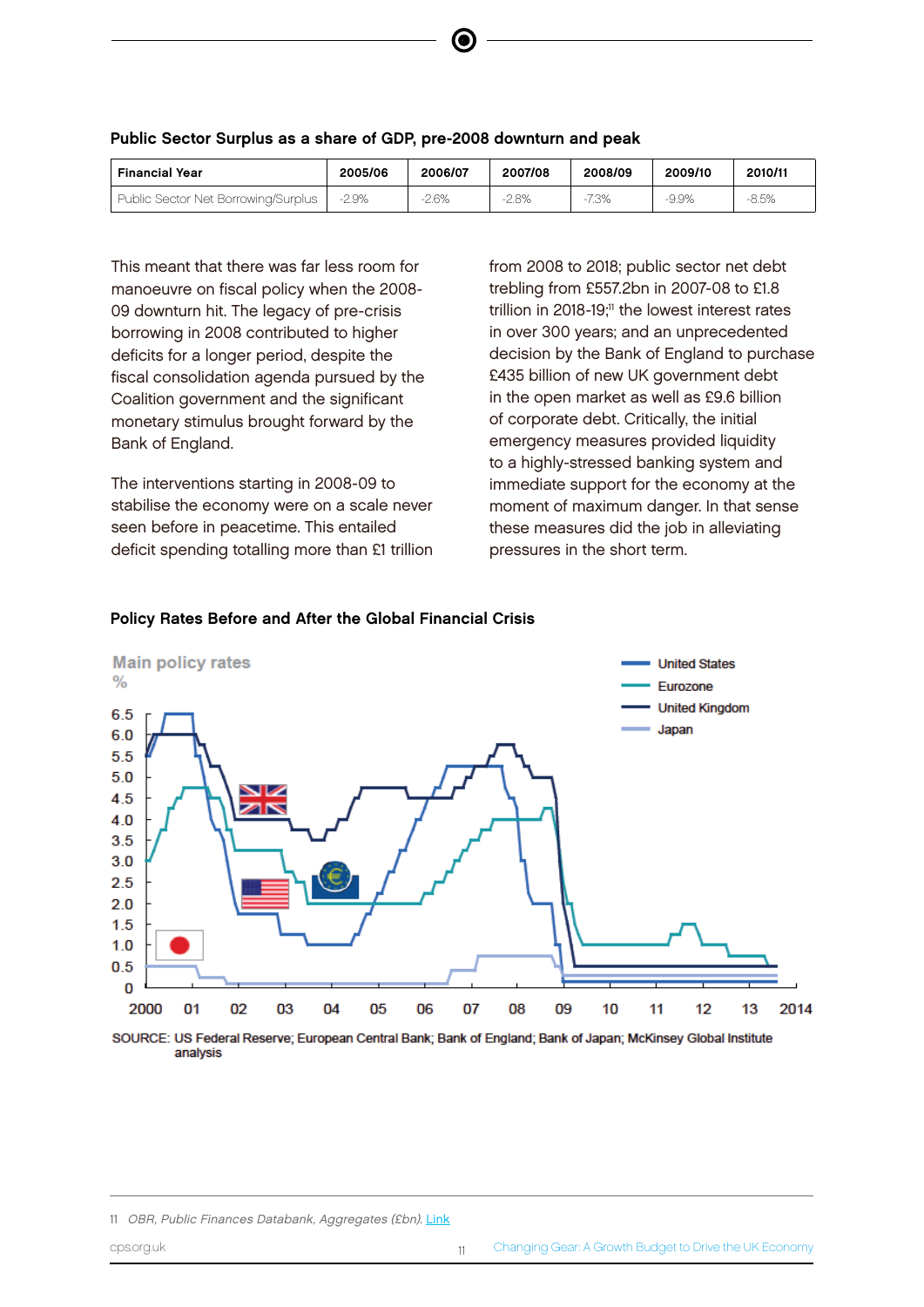### Public Sector Surplus as a share of GDP, pre-2008 downturn and peak

| Financial Year | 2005/06 | 2006/07 | 2007/08 | 2008/09 | 2009/10 | 2010/11 |
|---|---|---|---|---|---|---|
| Public Sector Net Borrowing/Surplus | -2.9% | -2.6% | -2.8% | -7.3% | -9.9% | -8.5% |

This meant that there was far less room for manoeuvre on fiscal policy when the 2008-09 downturn hit. The legacy of pre-crisis borrowing in 2008 contributed to higher deficits for a longer period, despite the fiscal consolidation agenda pursued by the Coalition government and the significant monetary stimulus brought forward by the Bank of England.

The interventions starting in 2008-09 to stabilise the economy were on a scale never seen before in peacetime. This entailed deficit spending totalling more than £1 trillion from 2008 to 2018; public sector net debt trebling from £557.2bn in 2007-08 to £1.8 trillion in 2018-19;[11] the lowest interest rates in over 300 years; and an unprecedented decision by the Bank of England to purchase £435 billion of new UK government debt in the open market as well as £9.6 billion of corporate debt. Critically, the initial emergency measures provided liquidity to a highly-stressed banking system and immediate support for the economy at the moment of maximum danger. In that sense these measures did the job in alleviating pressures in the short term.

### Policy Rates Before and After the Global Financial Crisis

SOURCE: US Federal Reserve; European Central Bank; Bank of England; Bank of Japan; McKinsey Global Institute analysis

11 *OBR, Public Finances Databank, Aggregates (£bn).* Link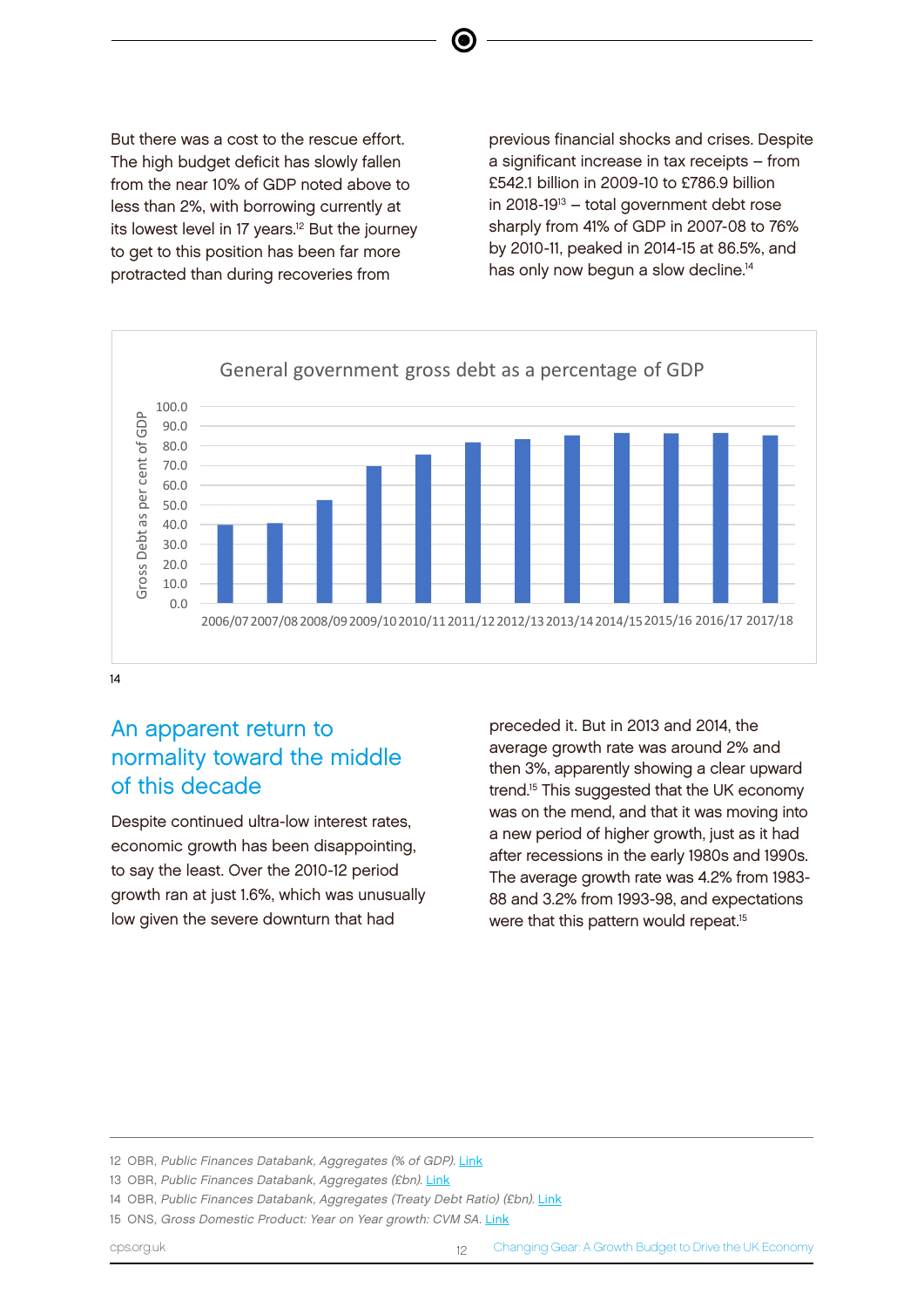But there was a cost to the rescue effort. The high budget deficit has slowly fallen from the near 10% of GDP noted above to less than 2%, with borrowing currently at its lowest level in 17 years.[12] But the journey to get to this position has been far more protracted than during recoveries from previous financial shocks and crises. Despite a significant increase in tax receipts – from £542.1 billion in 2009-10 to £786.9 billion in 2018-19[13] – total government debt rose sharply from 41% of GDP in 2007-08 to 76% by 2010-11, peaked in 2014-15 at 86.5%, and has only now begun a slow decline.[14]

General government gross debt as a percentage of GDP

Gross Debt as per cent of GDP

2006/07 2007/08 2008/09 2009/10 2010/11 2011/12 2012/13 2013/14 2014/15 2015/16 2016/17 2017/18

14

## An apparent return to normality toward the middle of this decade

Despite continued ultra-low interest rates, economic growth has been disappointing, to say the least. Over the 2010-12 period growth ran at just 1.6%, which was unusually low given the severe downturn that had preceded it. But in 2013 and 2014, the average growth rate was around 2% and then 3%, apparently showing a clear upward trend.[15] This suggested that the UK economy was on the mend, and that it was moving into a new period of higher growth, just as it had after recessions in the early 1980s and 1990s. The average growth rate was 4.2% from 1983-88 and 3.2% from 1993-98, and expectations were that this pattern would repeat.[15]

12 OBR, *Public Finances Databank, Aggregates (% of GDP)*. Link

13 OBR, *Public Finances Databank, Aggregates (£bn)*. Link

14 OBR, *Public Finances Databank, Aggregates (Treaty Debt Ratio) (£bn)*. Link

15 ONS, *Gross Domestic Product: Year on Year growth: CVM SA*. Link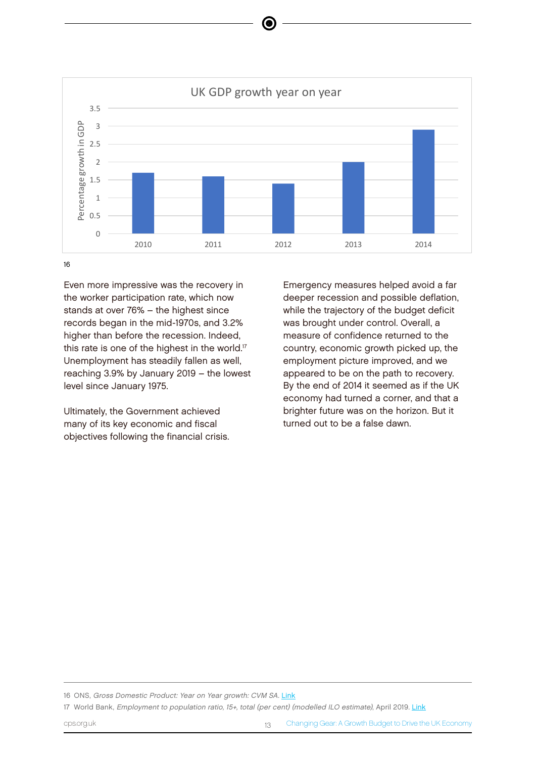UK GDP growth year on year

| Year | Percentage growth in GDP |
|---|---|
| 2010 | 1.7 |
| 2011 | 1.6 |
| 2012 | 1.4 |
| 2013 | 2.0 |
| 2014 | 2.9 |

16

Even more impressive was the recovery in the worker participation rate, which now stands at over 76% – the highest since records began in the mid-1970s, and 3.2% higher than before the recession. Indeed, this rate is one of the highest in the world.[17] Unemployment has steadily fallen as well, reaching 3.9% by January 2019 – the lowest level since January 1975.

Ultimately, the Government achieved many of its key economic and fiscal objectives following the financial crisis. Emergency measures helped avoid a far deeper recession and possible deflation, while the trajectory of the budget deficit was brought under control. Overall, a measure of confidence returned to the country, economic growth picked up, the employment picture improved, and we appeared to be on the path to recovery. By the end of 2014 it seemed as if the UK economy had turned a corner, and that a brighter future was on the horizon. But it turned out to be a false dawn.

---

16 ONS, *Gross Domestic Product: Year on Year growth: CVM SA*. Link

17 World Bank, *Employment to population ratio, 15+, total (per cent) (modelled ILO estimate)*, April 2019. Link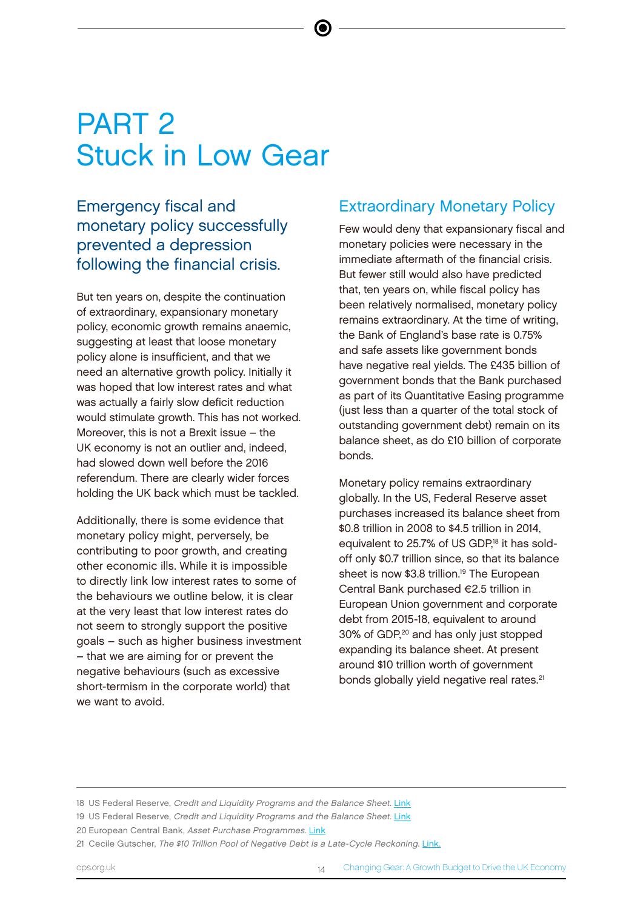# PART 2
# Stuck in Low Gear

## Emergency fiscal and monetary policy successfully prevented a depression following the financial crisis.

But ten years on, despite the continuation of extraordinary, expansionary monetary policy, economic growth remains anaemic, suggesting at least that loose monetary policy alone is insufficient, and that we need an alternative growth policy. Initially it was hoped that low interest rates and what was actually a fairly slow deficit reduction would stimulate growth. This has not worked. Moreover, this is not a Brexit issue – the UK economy is not an outlier and, indeed, had slowed down well before the 2016 referendum. There are clearly wider forces holding the UK back which must be tackled.

Additionally, there is some evidence that monetary policy might, perversely, be contributing to poor growth, and creating other economic ills. While it is impossible to directly link low interest rates to some of the behaviours we outline below, it is clear at the very least that low interest rates do not seem to strongly support the positive goals – such as higher business investment – that we are aiming for or prevent the negative behaviours (such as excessive short-termism in the corporate world) that we want to avoid.

## Extraordinary Monetary Policy

Few would deny that expansionary fiscal and monetary policies were necessary in the immediate aftermath of the financial crisis. But fewer still would also have predicted that, ten years on, while fiscal policy has been relatively normalised, monetary policy remains extraordinary. At the time of writing, the Bank of England's base rate is 0.75% and safe assets like government bonds have negative real yields. The £435 billion of government bonds that the Bank purchased as part of its Quantitative Easing programme (just less than a quarter of the total stock of outstanding government debt) remain on its balance sheet, as do £10 billion of corporate bonds.

Monetary policy remains extraordinary globally. In the US, Federal Reserve asset purchases increased its balance sheet from $0.8 trillion in 2008 to $4.5 trillion in 2014, equivalent to 25.7% of US GDP,[18] it has sold-off only $0.7 trillion since, so that its balance sheet is now $3.8 trillion.[19] The European Central Bank purchased €2.5 trillion in European Union government and corporate debt from 2015-18, equivalent to around 30% of GDP,[20] and has only just stopped expanding its balance sheet. At present around $10 trillion worth of government bonds globally yield negative real rates.[21]

---

18 US Federal Reserve, *Credit and Liquidity Programs and the Balance Sheet*. Link

19 US Federal Reserve, *Credit and Liquidity Programs and the Balance Sheet*. Link

20 European Central Bank, *Asset Purchase Programmes*. Link

21 Cecile Gutscher, *The $10 Trillion Pool of Negative Debt Is a Late-Cycle Reckoning*. Link.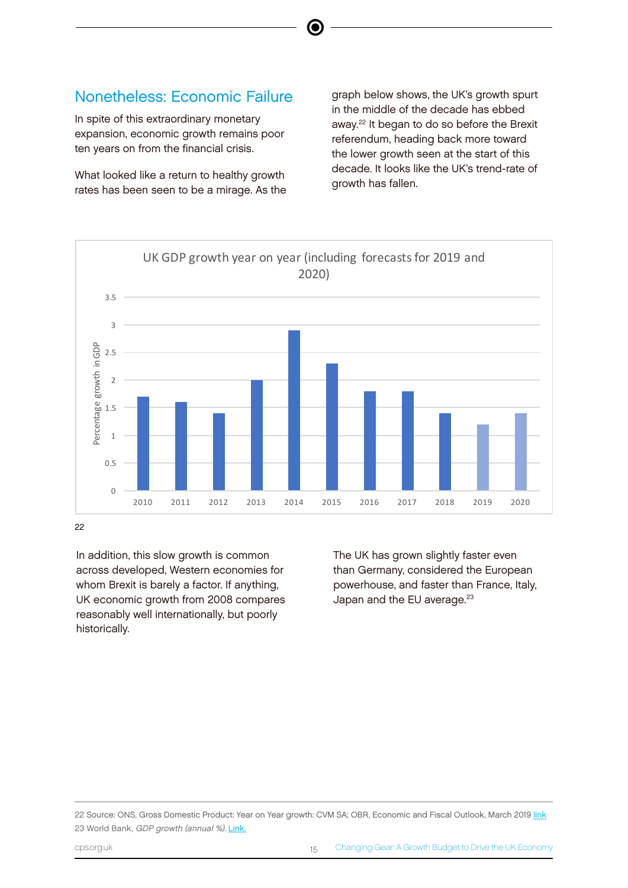## Nonetheless: Economic Failure

In spite of this extraordinary monetary expansion, economic growth remains poor ten years on from the financial crisis.

What looked like a return to healthy growth rates has been seen to be a mirage. As the graph below shows, the UK's growth spurt in the middle of the decade has ebbed away.[22] It began to do so before the Brexit referendum, heading back more toward the lower growth seen at the start of this decade. It looks like the UK's trend-rate of growth has fallen.

UK GDP growth year on year (including forecasts for 2019 and 2020)

22

In addition, this slow growth is common across developed, Western economies for whom Brexit is barely a factor. If anything, UK economic growth from 2008 compares reasonably well internationally, but poorly historically.

The UK has grown slightly faster even than Germany, considered the European powerhouse, and faster than France, Italy, Japan and the EU average.[23]

---

22 Source: ONS, Gross Domestic Product: Year on Year growth: CVM SA; OBR, Economic and Fiscal Outlook, March 2019 link

23 World Bank, *GDP growth (annual %)*. Link.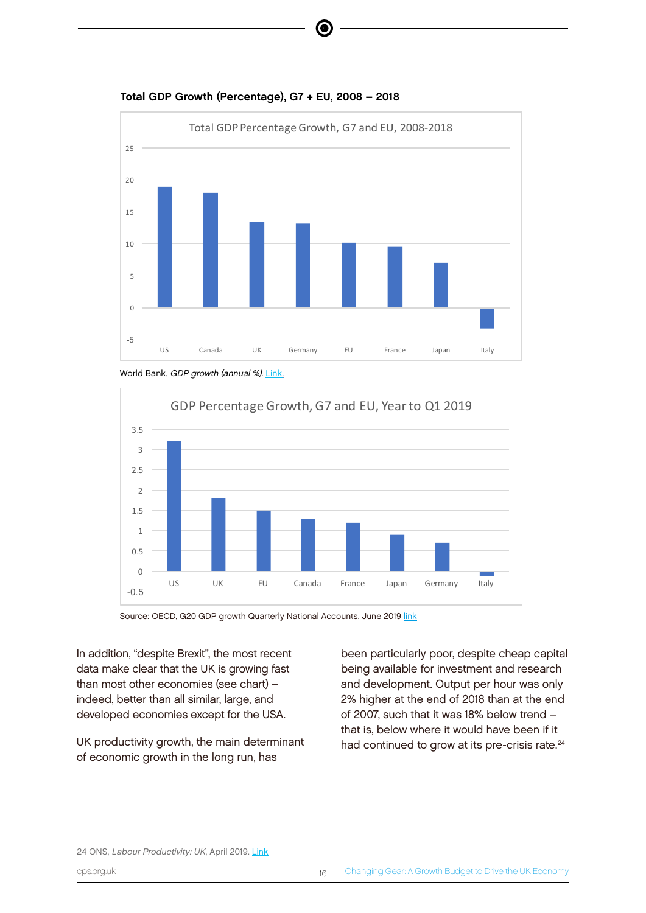**Total GDP Growth (Percentage), G7 + EU, 2008 – 2018**

World Bank, *GDP growth (annual %).* Link.

Source: OECD, G20 GDP growth Quarterly National Accounts, June 2019 link

In addition, "despite Brexit", the most recent data make clear that the UK is growing fast than most other economies (see chart) – indeed, better than all similar, large, and developed economies except for the USA.

UK productivity growth, the main determinant of economic growth in the long run, has been particularly poor, despite cheap capital being available for investment and research and development. Output per hour was only 2% higher at the end of 2018 than at the end of 2007, such that it was 18% below trend – that is, below where it would have been if it had continued to grow at its pre-crisis rate.[24]

24 ONS, *Labour Productivity: UK*, April 2019. Link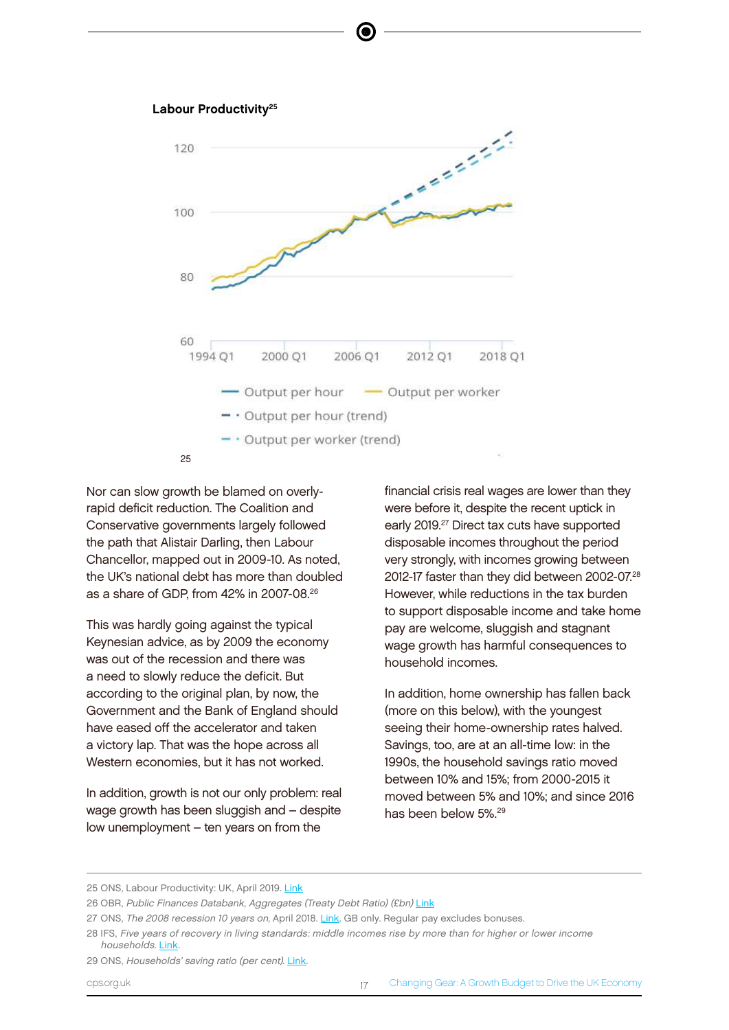**Labour Productivity**[25]

25

Nor can slow growth be blamed on overly-rapid deficit reduction. The Coalition and Conservative governments largely followed the path that Alistair Darling, then Labour Chancellor, mapped out in 2009-10. As noted, the UK's national debt has more than doubled as a share of GDP, from 42% in 2007-08.[26]

This was hardly going against the typical Keynesian advice, as by 2009 the economy was out of the recession and there was a need to slowly reduce the deficit. But according to the original plan, by now, the Government and the Bank of England should have eased off the accelerator and taken a victory lap. That was the hope across all Western economies, but it has not worked.

In addition, growth is not our only problem: real wage growth has been sluggish and – despite low unemployment – ten years on from the financial crisis real wages are lower than they were before it, despite the recent uptick in early 2019.[27] Direct tax cuts have supported disposable incomes throughout the period very strongly, with incomes growing between 2012-17 faster than they did between 2002-07.[28] However, while reductions in the tax burden to support disposable income and take home pay are welcome, sluggish and stagnant wage growth has harmful consequences to household incomes.

In addition, home ownership has fallen back (more on this below), with the youngest seeing their home-ownership rates halved. Savings, too, are at an all-time low: in the 1990s, the household savings ratio moved between 10% and 15%; from 2000-2015 it moved between 5% and 10%; and since 2016 has been below 5%.[29]

---

25 ONS, Labour Productivity: UK, April 2019. Link

26 OBR, *Public Finances Databank, Aggregates (Treaty Debt Ratio) (£bn)* Link

27 ONS, *The 2008 recession 10 years on*, April 2018. Link. GB only. Regular pay excludes bonuses.

28 IFS, *Five years of recovery in living standards: middle incomes rise by more than for higher or lower income households*. Link.

29 ONS, *Households' saving ratio (per cent)*. Link.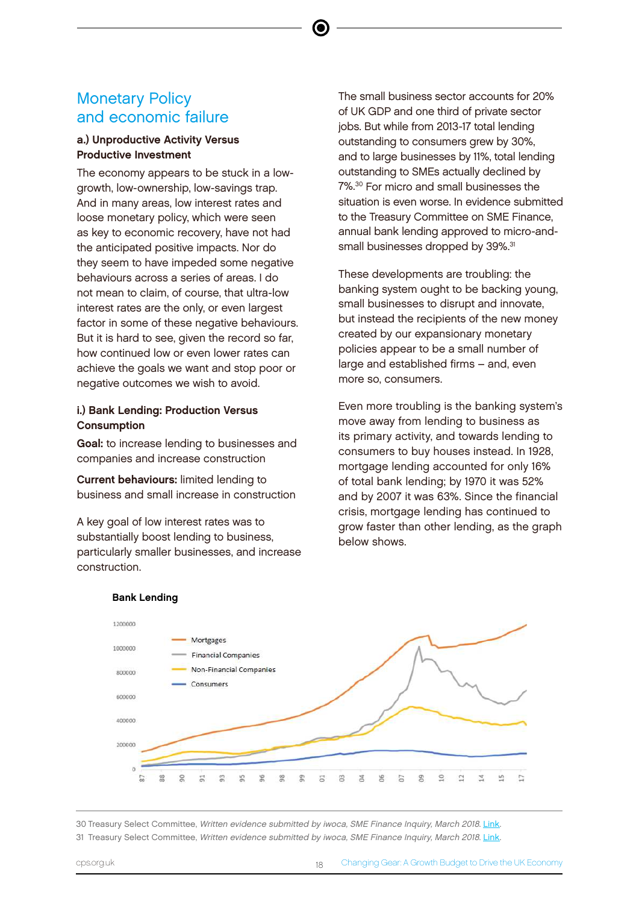# Monetary Policy and economic failure

### a.) Unproductive Activity Versus Productive Investment

The economy appears to be stuck in a low-growth, low-ownership, low-savings trap. And in many areas, low interest rates and loose monetary policy, which were seen as key to economic recovery, have not had the anticipated positive impacts. Nor do they seem to have impeded some negative behaviours across a series of areas. I do not mean to claim, of course, that ultra-low interest rates are the only, or even largest factor in some of these negative behaviours. But it is hard to see, given the record so far, how continued low or even lower rates can achieve the goals we want and stop poor or negative outcomes we wish to avoid.

#### i.) Bank Lending: Production Versus Consumption

**Goal:** to increase lending to businesses and companies and increase construction

**Current behaviours:** limited lending to business and small increase in construction

A key goal of low interest rates was to substantially boost lending to business, particularly smaller businesses, and increase construction.

The small business sector accounts for 20% of UK GDP and one third of private sector jobs. But while from 2013-17 total lending outstanding to consumers grew by 30%, and to large businesses by 11%, total lending outstanding to SMEs actually declined by 7%.[30] For micro and small businesses the situation is even worse. In evidence submitted to the Treasury Committee on SME Finance, annual bank lending approved to micro-and-small businesses dropped by 39%.[31]

These developments are troubling: the banking system ought to be backing young, small businesses to disrupt and innovate, but instead the recipients of the new money created by our expansionary monetary policies appear to be a small number of large and established firms – and, even more so, consumers.

Even more troubling is the banking system's move away from lending to business as its primary activity, and towards lending to consumers to buy houses instead. In 1928, mortgage lending accounted for only 16% of total bank lending; by 1970 it was 52% and by 2007 it was 63%. Since the financial crisis, mortgage lending has continued to grow faster than other lending, as the graph below shows.

**Bank Lending**

---

30 Treasury Select Committee, *Written evidence submitted by iwoca, SME Finance Inquiry, March 2018.* Link.

31 Treasury Select Committee, *Written evidence submitted by iwoca, SME Finance Inquiry, March 2018.* Link.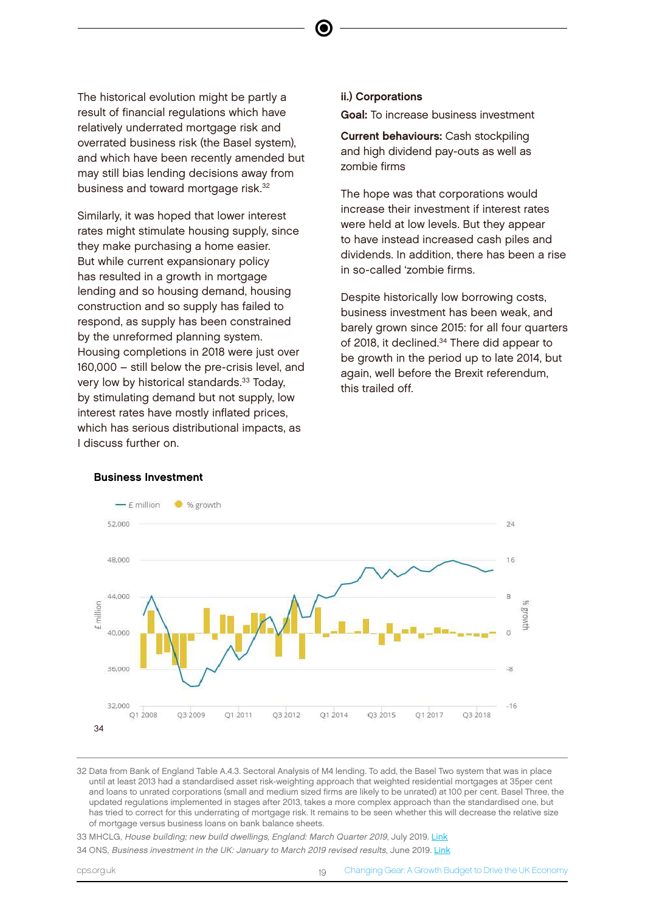The historical evolution might be partly a result of financial regulations which have relatively underrated mortgage risk and overrated business risk (the Basel system), and which have been recently amended but may still bias lending decisions away from business and toward mortgage risk.[32]

Similarly, it was hoped that lower interest rates might stimulate housing supply, since they make purchasing a home easier. But while current expansionary policy has resulted in a growth in mortgage lending and so housing demand, housing construction and so supply has failed to respond, as supply has been constrained by the unreformed planning system. Housing completions in 2018 were just over 160,000 – still below the pre-crisis level, and very low by historical standards.[33] Today, by stimulating demand but not supply, low interest rates have mostly inflated prices, which has serious distributional impacts, as I discuss further on.

**ii.) Corporations**

**Goal:** To increase business investment

**Current behaviours:** Cash stockpiling and high dividend pay-outs as well as zombie firms

The hope was that corporations would increase their investment if interest rates were held at low levels. But they appear to have instead increased cash piles and dividends. In addition, there has been a rise in so-called 'zombie firms.

Despite historically low borrowing costs, business investment has been weak, and barely grown since 2015: for all four quarters of 2018, it declined.[34] There did appear to be growth in the period up to late 2014, but again, well before the Brexit referendum, this trailed off.

**Business Investment**

34

---

32 Data from Bank of England Table A.4.3. Sectoral Analysis of M4 lending. To add, the Basel Two system that was in place until at least 2013 had a standardised asset risk-weighting approach that weighted residential mortgages at 35per cent and loans to unrated corporations (small and medium sized firms are likely to be unrated) at 100 per cent. Basel Three, the updated regulations implemented in stages after 2013, takes a more complex approach than the standardised one, but has tried to correct for this underrating of mortgage risk. It remains to be seen whether this will decrease the relative size of mortgage versus business loans on bank balance sheets.

33 MHCLG, *House building; new build dwellings, England: March Quarter 2019*, July 2019. Link

34 ONS, *Business investment in the UK: January to March 2019 revised results*, June 2019. Link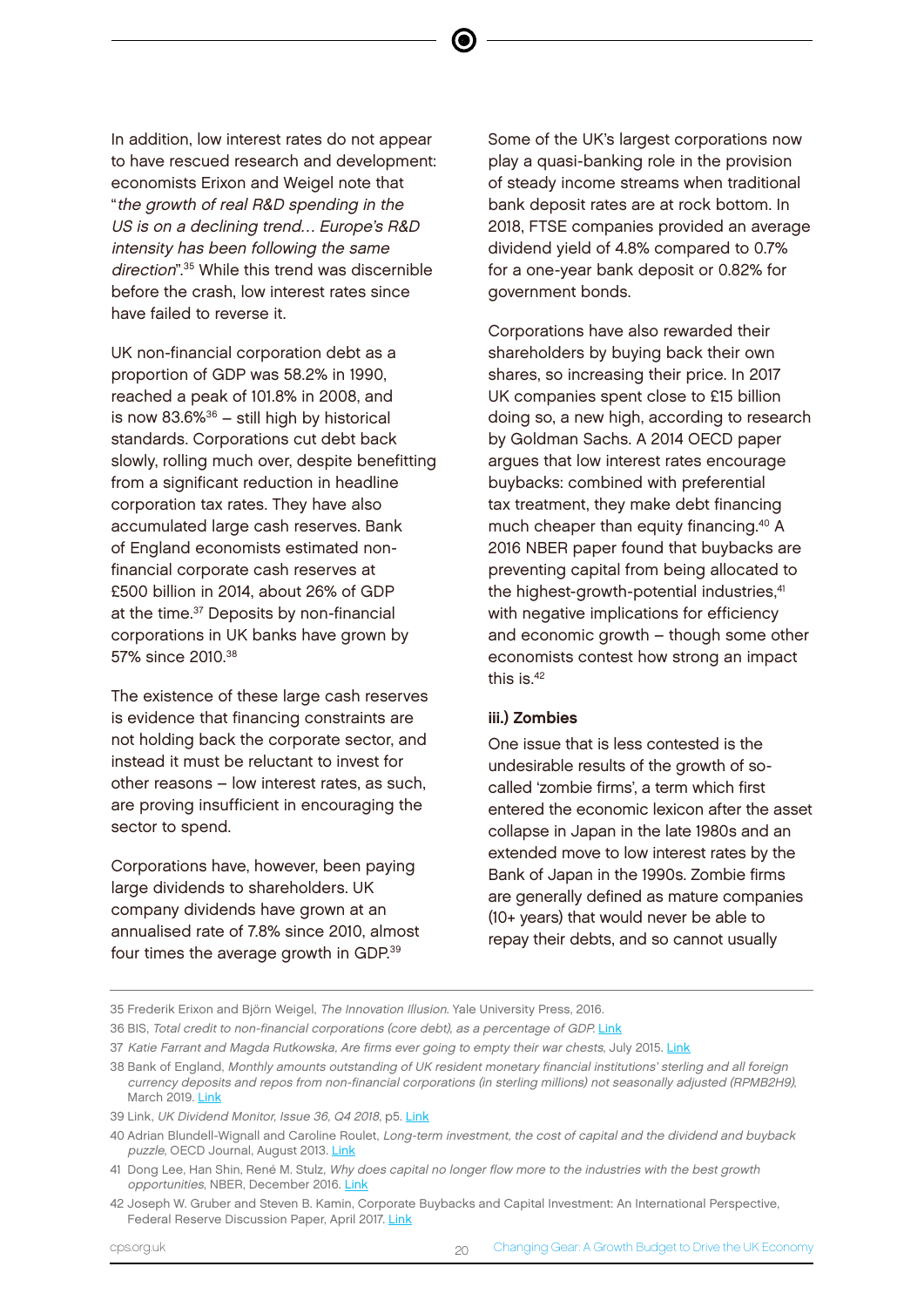In addition, low interest rates do not appear to have rescued research and development: economists Erixon and Weigel note that "*the growth of real R&D spending in the US is on a declining trend… Europe's R&D intensity has been following the same direction*".[35] While this trend was discernible before the crash, low interest rates since have failed to reverse it.

UK non-financial corporation debt as a proportion of GDP was 58.2% in 1990, reached a peak of 101.8% in 2008, and is now 83.6%[36] – still high by historical standards. Corporations cut debt back slowly, rolling much over, despite benefitting from a significant reduction in headline corporation tax rates. They have also accumulated large cash reserves. Bank of England economists estimated non-financial corporate cash reserves at £500 billion in 2014, about 26% of GDP at the time.[37] Deposits by non-financial corporations in UK banks have grown by 57% since 2010.[38]

The existence of these large cash reserves is evidence that financing constraints are not holding back the corporate sector, and instead it must be reluctant to invest for other reasons – low interest rates, as such, are proving insufficient in encouraging the sector to spend.

Corporations have, however, been paying large dividends to shareholders. UK company dividends have grown at an annualised rate of 7.8% since 2010, almost four times the average growth in GDP.[39]

Some of the UK's largest corporations now play a quasi-banking role in the provision of steady income streams when traditional bank deposit rates are at rock bottom. In 2018, FTSE companies provided an average dividend yield of 4.8% compared to 0.7% for a one-year bank deposit or 0.82% for government bonds.

Corporations have also rewarded their shareholders by buying back their own shares, so increasing their price. In 2017 UK companies spent close to £15 billion doing so, a new high, according to research by Goldman Sachs. A 2014 OECD paper argues that low interest rates encourage buybacks: combined with preferential tax treatment, they make debt financing much cheaper than equity financing.[40] A 2016 NBER paper found that buybacks are preventing capital from being allocated to the highest-growth-potential industries,[41] with negative implications for efficiency and economic growth – though some other economists contest how strong an impact this is.[42]

**iii.) Zombies**

One issue that is less contested is the undesirable results of the growth of so-called 'zombie firms', a term which first entered the economic lexicon after the asset collapse in Japan in the late 1980s and an extended move to low interest rates by the Bank of Japan in the 1990s. Zombie firms are generally defined as mature companies (10+ years) that would never be able to repay their debts, and so cannot usually

---

35 Frederik Erixon and Björn Weigel, *The Innovation Illusion*. Yale University Press, 2016.

36 BIS, *Total credit to non-financial corporations (core debt), as a percentage of GDP.* Link

37 *Katie Farrant and Magda Rutkowska, Are firms ever going to empty their war chests*, July 2015. Link

38 Bank of England, *Monthly amounts outstanding of UK resident monetary financial institutions' sterling and all foreign currency deposits and repos from non-financial corporations (in sterling millions) not seasonally adjusted (RPMB2H9)*, March 2019. Link

39 Link, *UK Dividend Monitor, Issue 36, Q4 2018*, p5. Link

40 Adrian Blundell-Wignall and Caroline Roulet, *Long-term investment, the cost of capital and the dividend and buyback puzzle*, OECD Journal, August 2013. Link

41 Dong Lee, Han Shin, René M. Stulz, *Why does capital no longer flow more to the industries with the best growth opportunities*, NBER, December 2016. Link

42 Joseph W. Gruber and Steven B. Kamin, Corporate Buybacks and Capital Investment: An International Perspective, Federal Reserve Discussion Paper, April 2017. Link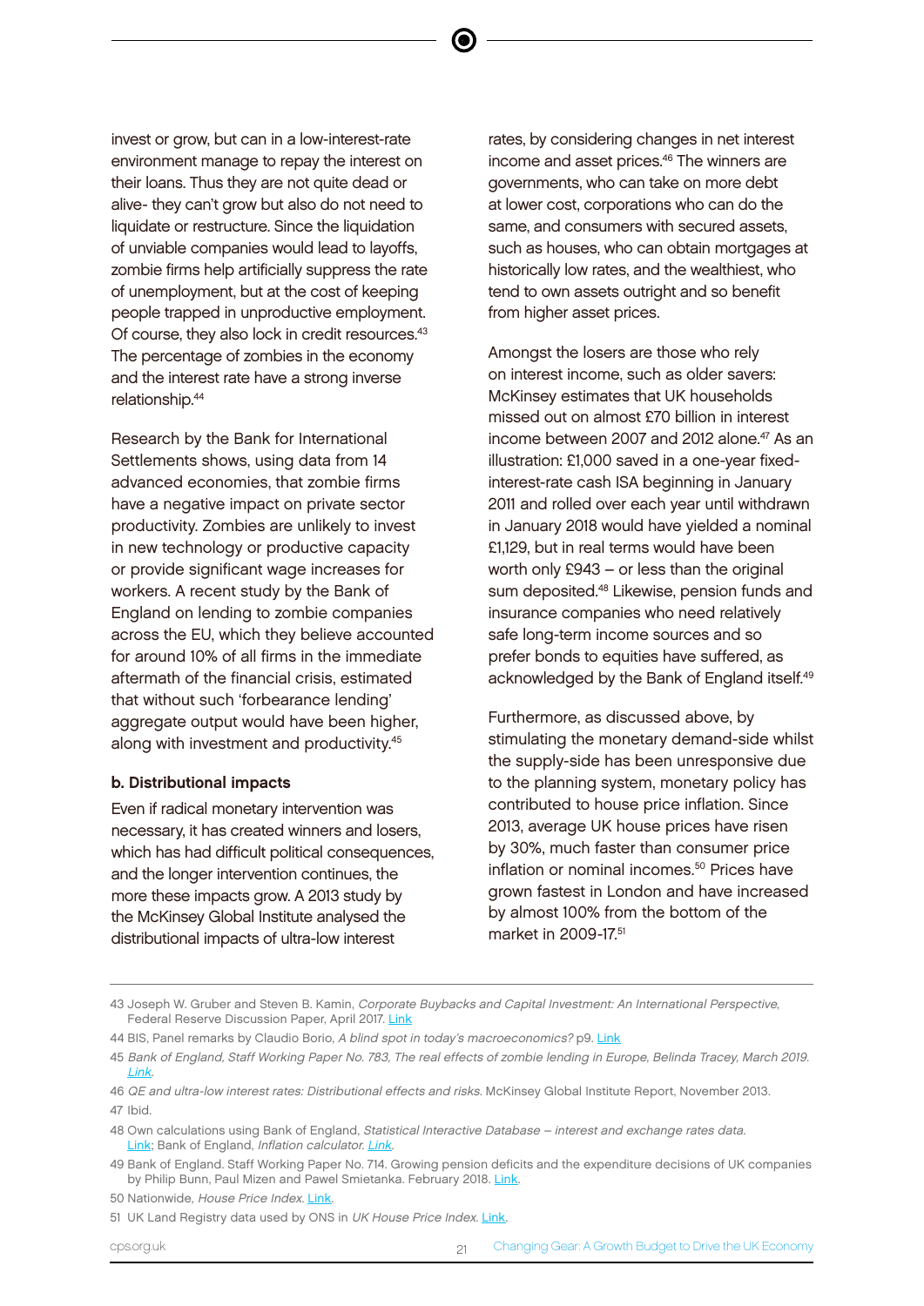invest or grow, but can in a low-interest-rate environment manage to repay the interest on their loans. Thus they are not quite dead or alive- they can't grow but also do not need to liquidate or restructure. Since the liquidation of unviable companies would lead to layoffs, zombie firms help artificially suppress the rate of unemployment, but at the cost of keeping people trapped in unproductive employment. Of course, they also lock in credit resources.[43] The percentage of zombies in the economy and the interest rate have a strong inverse relationship.[44]

Research by the Bank for International Settlements shows, using data from 14 advanced economies, that zombie firms have a negative impact on private sector productivity. Zombies are unlikely to invest in new technology or productive capacity or provide significant wage increases for workers. A recent study by the Bank of England on lending to zombie companies across the EU, which they believe accounted for around 10% of all firms in the immediate aftermath of the financial crisis, estimated that without such 'forbearance lending' aggregate output would have been higher, along with investment and productivity.[45]

### b. Distributional impacts

Even if radical monetary intervention was necessary, it has created winners and losers, which has had difficult political consequences, and the longer intervention continues, the more these impacts grow. A 2013 study by the McKinsey Global Institute analysed the distributional impacts of ultra-low interest rates, by considering changes in net interest income and asset prices.[46] The winners are governments, who can take on more debt at lower cost, corporations who can do the same, and consumers with secured assets, such as houses, who can obtain mortgages at historically low rates, and the wealthiest, who tend to own assets outright and so benefit from higher asset prices.

Amongst the losers are those who rely on interest income, such as older savers: McKinsey estimates that UK households missed out on almost £70 billion in interest income between 2007 and 2012 alone.[47] As an illustration: £1,000 saved in a one-year fixed-interest-rate cash ISA beginning in January 2011 and rolled over each year until withdrawn in January 2018 would have yielded a nominal £1,129, but in real terms would have been worth only £943 – or less than the original sum deposited.[48] Likewise, pension funds and insurance companies who need relatively safe long-term income sources and so prefer bonds to equities have suffered, as acknowledged by the Bank of England itself.[49]

Furthermore, as discussed above, by stimulating the monetary demand-side whilst the supply-side has been unresponsive due to the planning system, monetary policy has contributed to house price inflation. Since 2013, average UK house prices have risen by 30%, much faster than consumer price inflation or nominal incomes.[50] Prices have grown fastest in London and have increased by almost 100% from the bottom of the market in 2009-17.[51]

---

43 Joseph W. Gruber and Steven B. Kamin, *Corporate Buybacks and Capital Investment: An International Perspective*, Federal Reserve Discussion Paper, April 2017. Link

44 BIS, Panel remarks by Claudio Borio, *A blind spot in today's macroeconomics?* p9. Link

45 *Bank of England, Staff Working Paper No. 783, The real effects of zombie lending in Europe, Belinda Tracey, March 2019. Link.*

46 *QE and ultra-low interest rates: Distributional effects and risks.* McKinsey Global Institute Report, November 2013.

47 Ibid.

48 Own calculations using Bank of England, *Statistical Interactive Database – interest and exchange rates data.* Link; Bank of England, *Inflation calculator.* Link.

49 Bank of England. Staff Working Paper No. 714. Growing pension deficits and the expenditure decisions of UK companies by Philip Bunn, Paul Mizen and Pawel Smietanka. February 2018. Link.

50 Nationwide, *House Price Index*. Link.

51 UK Land Registry data used by ONS in *UK House Price Index*. Link.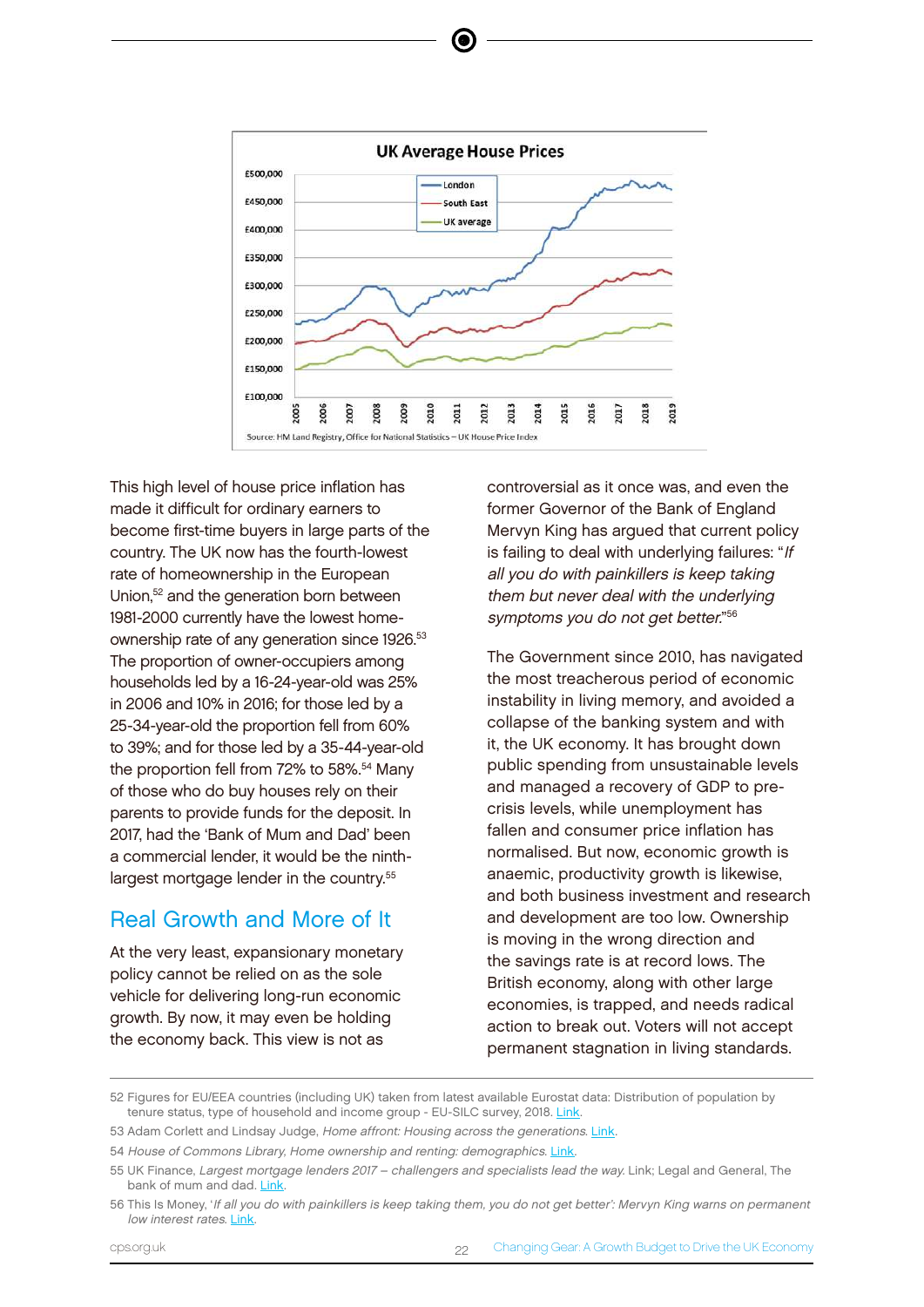UK Average House Prices

Source: HM Land Registry, Office for National Statistics – UK House Price Index

This high level of house price inflation has made it difficult for ordinary earners to become first-time buyers in large parts of the country. The UK now has the fourth-lowest rate of homeownership in the European Union,[52] and the generation born between 1981-2000 currently have the lowest home-ownership rate of any generation since 1926.[53] The proportion of owner-occupiers among households led by a 16-24-year-old was 25% in 2006 and 10% in 2016; for those led by a 25-34-year-old the proportion fell from 60% to 39%; and for those led by a 35-44-year-old the proportion fell from 72% to 58%.[54] Many of those who do buy houses rely on their parents to provide funds for the deposit. In 2017, had the 'Bank of Mum and Dad' been a commercial lender, it would be the ninth-largest mortgage lender in the country.[55]

## Real Growth and More of It

At the very least, expansionary monetary policy cannot be relied on as the sole vehicle for delivering long-run economic growth. By now, it may even be holding the economy back. This view is not as controversial as it once was, and even the former Governor of the Bank of England Mervyn King has argued that current policy is failing to deal with underlying failures: "*If all you do with painkillers is keep taking them but never deal with the underlying symptoms you do not get better.*"[56]

The Government since 2010, has navigated the most treacherous period of economic instability in living memory, and avoided a collapse of the banking system and with it, the UK economy. It has brought down public spending from unsustainable levels and managed a recovery of GDP to pre-crisis levels, while unemployment has fallen and consumer price inflation has normalised. But now, economic growth is anaemic, productivity growth is likewise, and both business investment and research and development are too low. Ownership is moving in the wrong direction and the savings rate is at record lows. The British economy, along with other large economies, is trapped, and needs radical action to break out. Voters will not accept permanent stagnation in living standards.

---

52 Figures for EU/EEA countries (including UK) taken from latest available Eurostat data: Distribution of population by tenure status, type of household and income group - EU-SILC survey, 2018. Link.

53 Adam Corlett and Lindsay Judge, *Home affront: Housing across the generations.* Link.

54 *House of Commons Library, Home ownership and renting: demographics.* Link.

55 UK Finance, *Largest mortgage lenders 2017 – challengers and specialists lead the way.* Link; Legal and General, The bank of mum and dad. Link.

56 This Is Money, '*If all you do with painkillers is keep taking them, you do not get better': Mervyn King warns on permanent low interest rates.* Link.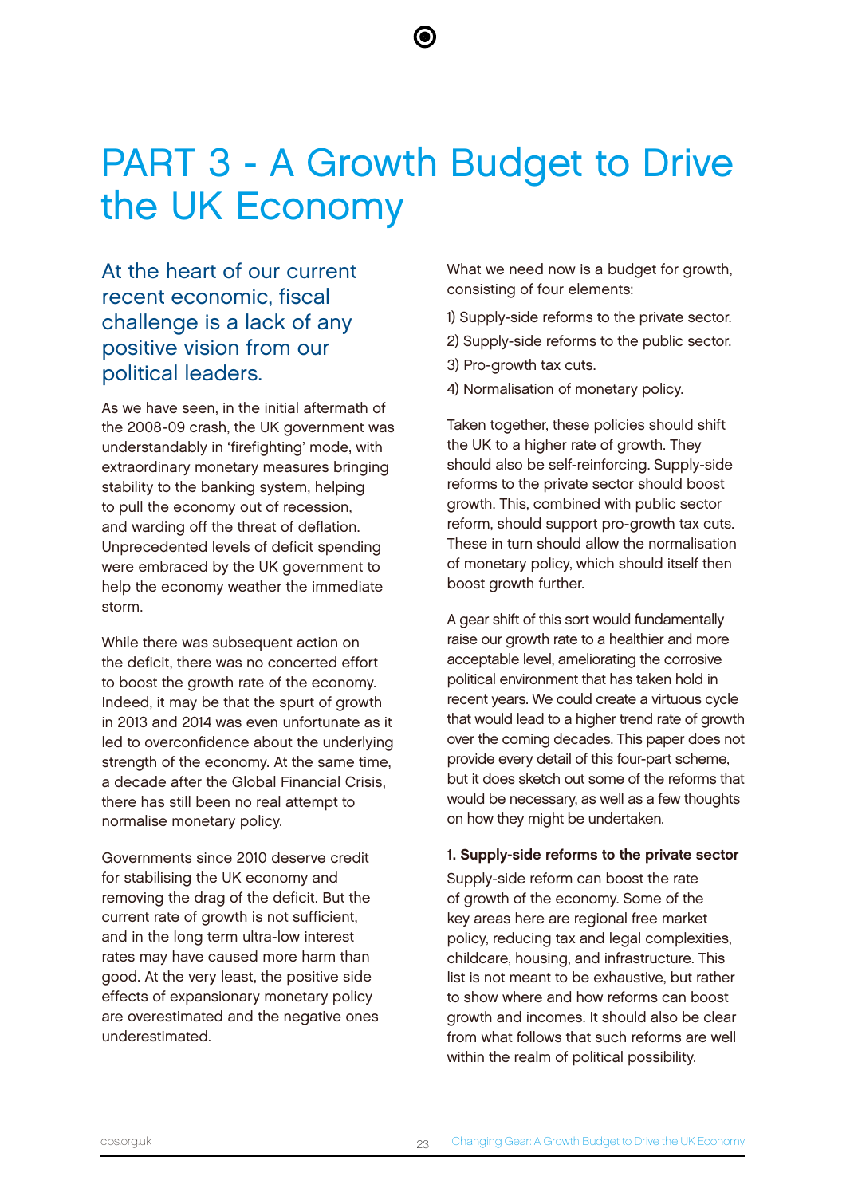# PART 3 - A Growth Budget to Drive the UK Economy

## At the heart of our current recent economic, fiscal challenge is a lack of any positive vision from our political leaders.

As we have seen, in the initial aftermath of the 2008-09 crash, the UK government was understandably in 'firefighting' mode, with extraordinary monetary measures bringing stability to the banking system, helping to pull the economy out of recession, and warding off the threat of deflation. Unprecedented levels of deficit spending were embraced by the UK government to help the economy weather the immediate storm.

While there was subsequent action on the deficit, there was no concerted effort to boost the growth rate of the economy. Indeed, it may be that the spurt of growth in 2013 and 2014 was even unfortunate as it led to overconfidence about the underlying strength of the economy. At the same time, a decade after the Global Financial Crisis, there has still been no real attempt to normalise monetary policy.

Governments since 2010 deserve credit for stabilising the UK economy and removing the drag of the deficit. But the current rate of growth is not sufficient, and in the long term ultra-low interest rates may have caused more harm than good. At the very least, the positive side effects of expansionary monetary policy are overestimated and the negative ones underestimated.

What we need now is a budget for growth, consisting of four elements:

1) Supply-side reforms to the private sector.
2) Supply-side reforms to the public sector.
3) Pro-growth tax cuts.
4) Normalisation of monetary policy.

Taken together, these policies should shift the UK to a higher rate of growth. They should also be self-reinforcing. Supply-side reforms to the private sector should boost growth. This, combined with public sector reform, should support pro-growth tax cuts. These in turn should allow the normalisation of monetary policy, which should itself then boost growth further.

A gear shift of this sort would fundamentally raise our growth rate to a healthier and more acceptable level, ameliorating the corrosive political environment that has taken hold in recent years. We could create a virtuous cycle that would lead to a higher trend rate of growth over the coming decades. This paper does not provide every detail of this four-part scheme, but it does sketch out some of the reforms that would be necessary, as well as a few thoughts on how they might be undertaken.

### 1. Supply-side reforms to the private sector

Supply-side reform can boost the rate of growth of the economy. Some of the key areas here are regional free market policy, reducing tax and legal complexities, childcare, housing, and infrastructure. This list is not meant to be exhaustive, but rather to show where and how reforms can boost growth and incomes. It should also be clear from what follows that such reforms are well within the realm of political possibility.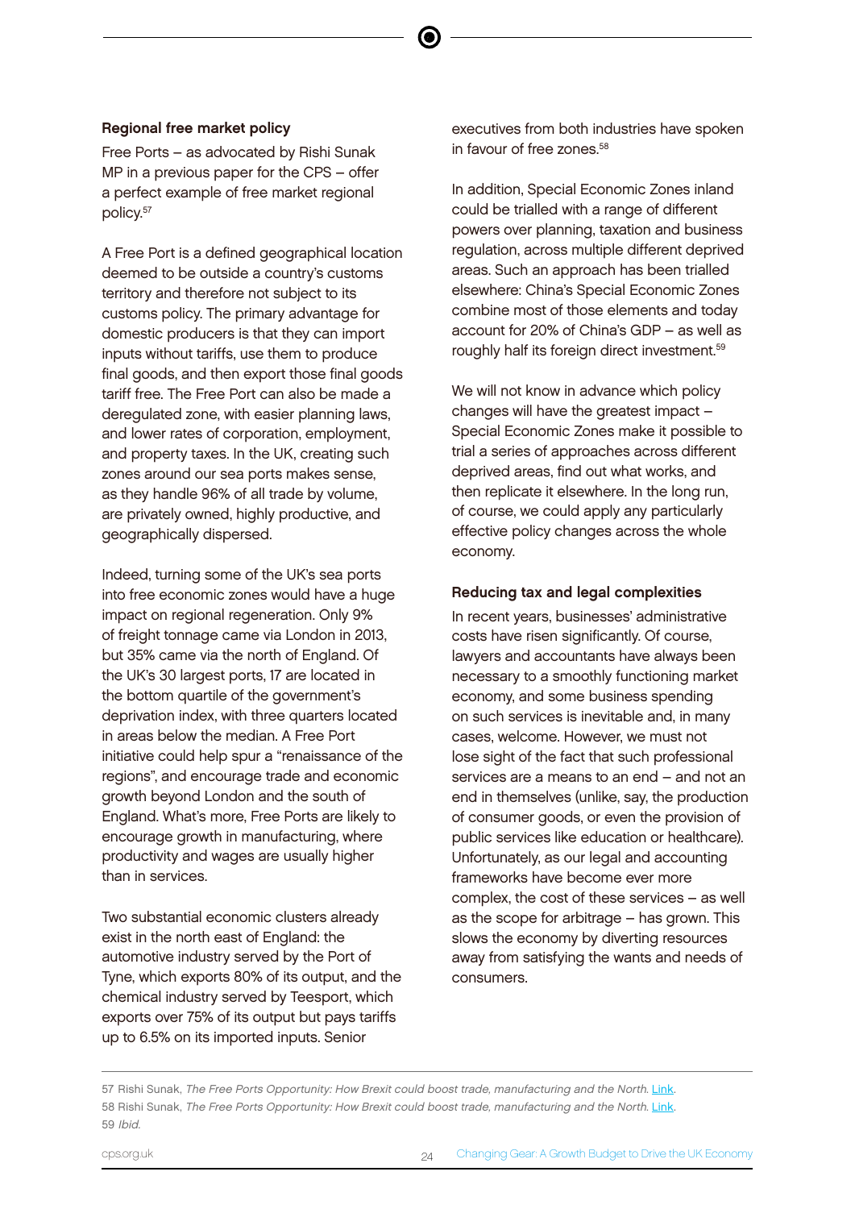### Regional free market policy

Free Ports – as advocated by Rishi Sunak MP in a previous paper for the CPS – offer a perfect example of free market regional policy.[57]

A Free Port is a defined geographical location deemed to be outside a country's customs territory and therefore not subject to its customs policy. The primary advantage for domestic producers is that they can import inputs without tariffs, use them to produce final goods, and then export those final goods tariff free. The Free Port can also be made a deregulated zone, with easier planning laws, and lower rates of corporation, employment, and property taxes. In the UK, creating such zones around our sea ports makes sense, as they handle 96% of all trade by volume, are privately owned, highly productive, and geographically dispersed.

Indeed, turning some of the UK's sea ports into free economic zones would have a huge impact on regional regeneration. Only 9% of freight tonnage came via London in 2013, but 35% came via the north of England. Of the UK's 30 largest ports, 17 are located in the bottom quartile of the government's deprivation index, with three quarters located in areas below the median. A Free Port initiative could help spur a "renaissance of the regions", and encourage trade and economic growth beyond London and the south of England. What's more, Free Ports are likely to encourage growth in manufacturing, where productivity and wages are usually higher than in services.

Two substantial economic clusters already exist in the north east of England: the automotive industry served by the Port of Tyne, which exports 80% of its output, and the chemical industry served by Teesport, which exports over 75% of its output but pays tariffs up to 6.5% on its imported inputs. Senior executives from both industries have spoken in favour of free zones.[58]

In addition, Special Economic Zones inland could be trialled with a range of different powers over planning, taxation and business regulation, across multiple different deprived areas. Such an approach has been trialled elsewhere: China's Special Economic Zones combine most of those elements and today account for 20% of China's GDP – as well as roughly half its foreign direct investment.[59]

We will not know in advance which policy changes will have the greatest impact – Special Economic Zones make it possible to trial a series of approaches across different deprived areas, find out what works, and then replicate it elsewhere. In the long run, of course, we could apply any particularly effective policy changes across the whole economy.

### Reducing tax and legal complexities

In recent years, businesses' administrative costs have risen significantly. Of course, lawyers and accountants have always been necessary to a smoothly functioning market economy, and some business spending on such services is inevitable and, in many cases, welcome. However, we must not lose sight of the fact that such professional services are a means to an end – and not an end in themselves (unlike, say, the production of consumer goods, or even the provision of public services like education or healthcare). Unfortunately, as our legal and accounting frameworks have become ever more complex, the cost of these services – as well as the scope for arbitrage – has grown. This slows the economy by diverting resources away from satisfying the wants and needs of consumers.

---

57 Rishi Sunak, *The Free Ports Opportunity: How Brexit could boost trade, manufacturing and the North.* Link.

58 Rishi Sunak, *The Free Ports Opportunity: How Brexit could boost trade, manufacturing and the North.* Link.

59 *Ibid.*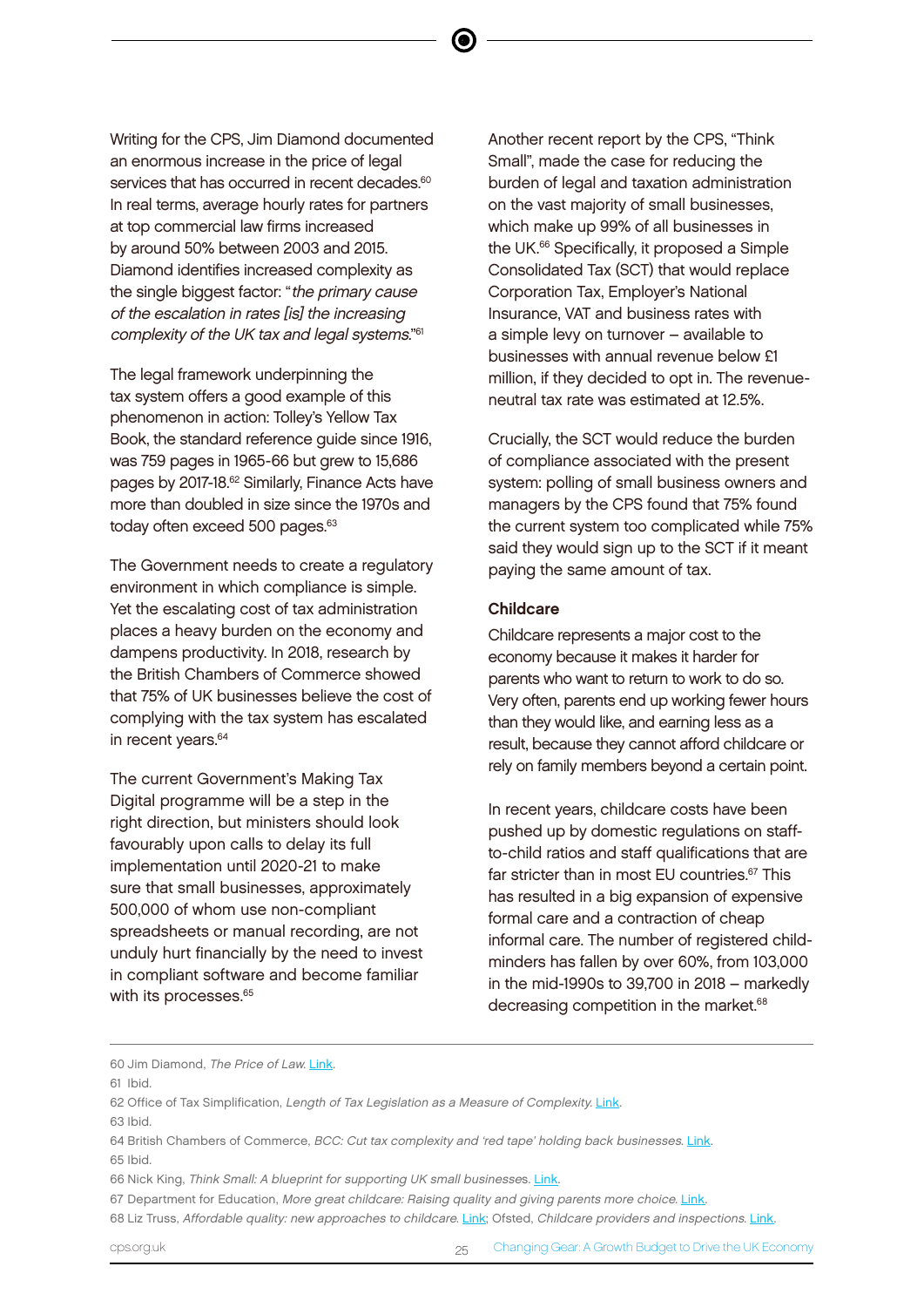Writing for the CPS, Jim Diamond documented an enormous increase in the price of legal services that has occurred in recent decades.[60] In real terms, average hourly rates for partners at top commercial law firms increased by around 50% between 2003 and 2015. Diamond identifies increased complexity as the single biggest factor: "*the primary cause of the escalation in rates [is] the increasing complexity of the UK tax and legal systems.*"[61]

The legal framework underpinning the tax system offers a good example of this phenomenon in action: Tolley's Yellow Tax Book, the standard reference guide since 1916, was 759 pages in 1965-66 but grew to 15,686 pages by 2017-18.[62] Similarly, Finance Acts have more than doubled in size since the 1970s and today often exceed 500 pages.[63]

The Government needs to create a regulatory environment in which compliance is simple. Yet the escalating cost of tax administration places a heavy burden on the economy and dampens productivity. In 2018, research by the British Chambers of Commerce showed that 75% of UK businesses believe the cost of complying with the tax system has escalated in recent years.[64]

The current Government's Making Tax Digital programme will be a step in the right direction, but ministers should look favourably upon calls to delay its full implementation until 2020-21 to make sure that small businesses, approximately 500,000 of whom use non-compliant spreadsheets or manual recording, are not unduly hurt financially by the need to invest in compliant software and become familiar with its processes.[65]

Another recent report by the CPS, "Think Small", made the case for reducing the burden of legal and taxation administration on the vast majority of small businesses, which make up 99% of all businesses in the UK.[66] Specifically, it proposed a Simple Consolidated Tax (SCT) that would replace Corporation Tax, Employer's National Insurance, VAT and business rates with a simple levy on turnover – available to businesses with annual revenue below £1 million, if they decided to opt in. The revenue-neutral tax rate was estimated at 12.5%.

Crucially, the SCT would reduce the burden of compliance associated with the present system: polling of small business owners and managers by the CPS found that 75% found the current system too complicated while 75% said they would sign up to the SCT if it meant paying the same amount of tax.

### Childcare

Childcare represents a major cost to the economy because it makes it harder for parents who want to return to work to do so. Very often, parents end up working fewer hours than they would like, and earning less as a result, because they cannot afford childcare or rely on family members beyond a certain point.

In recent years, childcare costs have been pushed up by domestic regulations on staff-to-child ratios and staff qualifications that are far stricter than in most EU countries.[67] This has resulted in a big expansion of expensive formal care and a contraction of cheap informal care. The number of registered child-minders has fallen by over 60%, from 103,000 in the mid-1990s to 39,700 in 2018 – markedly decreasing competition in the market.[68]

---

60 Jim Diamond, *The Price of Law*. Link.

61 Ibid.

62 Office of Tax Simplification, *Length of Tax Legislation as a Measure of Complexity*. Link.

63 Ibid.

64 British Chambers of Commerce, *BCC: Cut tax complexity and 'red tape' holding back businesses*. Link.

65 Ibid.

66 Nick King, *Think Small: A blueprint for supporting UK small businesses*. Link.

67 Department for Education, *More great childcare: Raising quality and giving parents more choice*. Link.

68 Liz Truss, *Affordable quality: new approaches to childcare*. Link; Ofsted, *Childcare providers and inspections*. Link.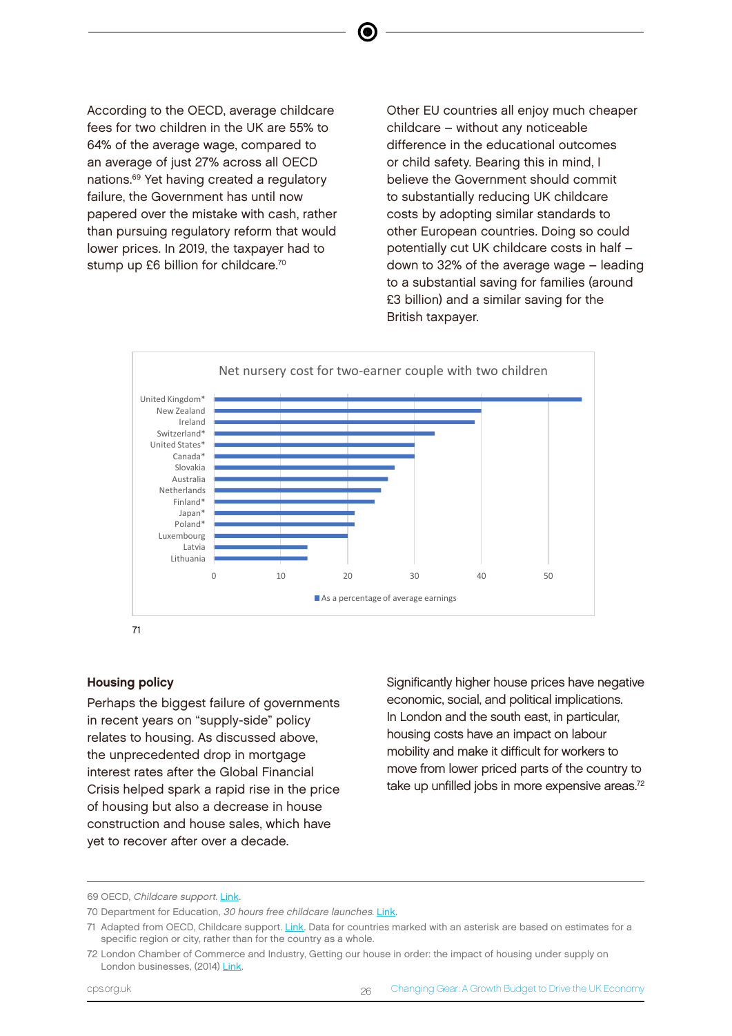According to the OECD, average childcare fees for two children in the UK are 55% to 64% of the average wage, compared to an average of just 27% across all OECD nations.[69] Yet having created a regulatory failure, the Government has until now papered over the mistake with cash, rather than pursuing regulatory reform that would lower prices. In 2019, the taxpayer had to stump up £6 billion for childcare.[70]

Other EU countries all enjoy much cheaper childcare – without any noticeable difference in the educational outcomes or child safety. Bearing this in mind, I believe the Government should commit to substantially reducing UK childcare costs by adopting similar standards to other European countries. Doing so could potentially cut UK childcare costs in half – down to 32% of the average wage – leading to a substantial saving for families (around £3 billion) and a similar saving for the British taxpayer.

**Net nursery cost for two-earner couple with two children**

Countries shown (top to bottom): United Kingdom*, New Zealand, Ireland, Switzerland*, United States*, Canada*, Slovakia, Australia, Netherlands, Finland*, Japan*, Poland*, Luxembourg, Latvia, Lithuania

X-axis: 0, 10, 20, 30, 40, 50

■ As a percentage of average earnings

[71]

## Housing policy

Perhaps the biggest failure of governments in recent years on "supply-side" policy relates to housing. As discussed above, the unprecedented drop in mortgage interest rates after the Global Financial Crisis helped spark a rapid rise in the price of housing but also a decrease in house construction and house sales, which have yet to recover after over a decade.

Significantly higher house prices have negative economic, social, and political implications. In London and the south east, in particular, housing costs have an impact on labour mobility and make it difficult for workers to move from lower priced parts of the country to take up unfilled jobs in more expensive areas.[72]

---

69 OECD, *Childcare support*. Link.

70 Department for Education, *30 hours free childcare launches*. Link.

71 Adapted from OECD, Childcare support. Link. Data for countries marked with an asterisk are based on estimates for a specific region or city, rather than for the country as a whole.

72 London Chamber of Commerce and Industry, Getting our house in order: the impact of housing under supply on London businesses, (2014) Link.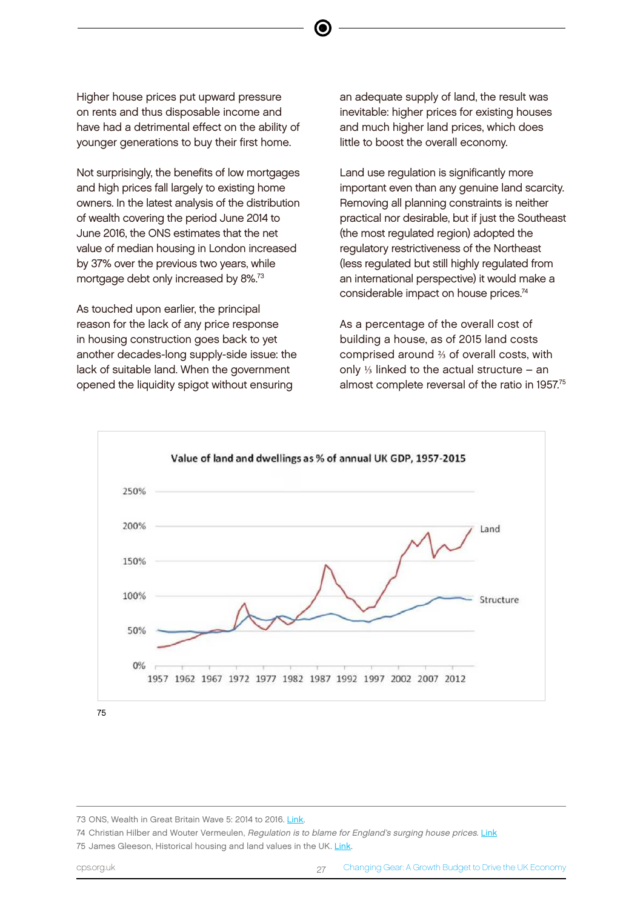Higher house prices put upward pressure on rents and thus disposable income and have had a detrimental effect on the ability of younger generations to buy their first home.

Not surprisingly, the benefits of low mortgages and high prices fall largely to existing home owners. In the latest analysis of the distribution of wealth covering the period June 2014 to June 2016, the ONS estimates that the net value of median housing in London increased by 37% over the previous two years, while mortgage debt only increased by 8%.[73]

As touched upon earlier, the principal reason for the lack of any price response in housing construction goes back to yet another decades-long supply-side issue: the lack of suitable land. When the government opened the liquidity spigot without ensuring an adequate supply of land, the result was inevitable: higher prices for existing houses and much higher land prices, which does little to boost the overall economy.

Land use regulation is significantly more important even than any genuine land scarcity. Removing all planning constraints is neither practical nor desirable, but if just the Southeast (the most regulated region) adopted the regulatory restrictiveness of the Northeast (less regulated but still highly regulated from an international perspective) it would make a considerable impact on house prices.[74]

As a percentage of the overall cost of building a house, as of 2015 land costs comprised around ⅔ of overall costs, with only ⅓ linked to the actual structure – an almost complete reversal of the ratio in 1957.[75]

**Value of land and dwellings as % of annual UK GDP, 1957-2015**

75

73 ONS, Wealth in Great Britain Wave 5: 2014 to 2016. Link.

74 Christian Hilber and Wouter Vermeulen, *Regulation is to blame for England's surging house prices.* Link

75 James Gleeson, Historical housing and land values in the UK. Link.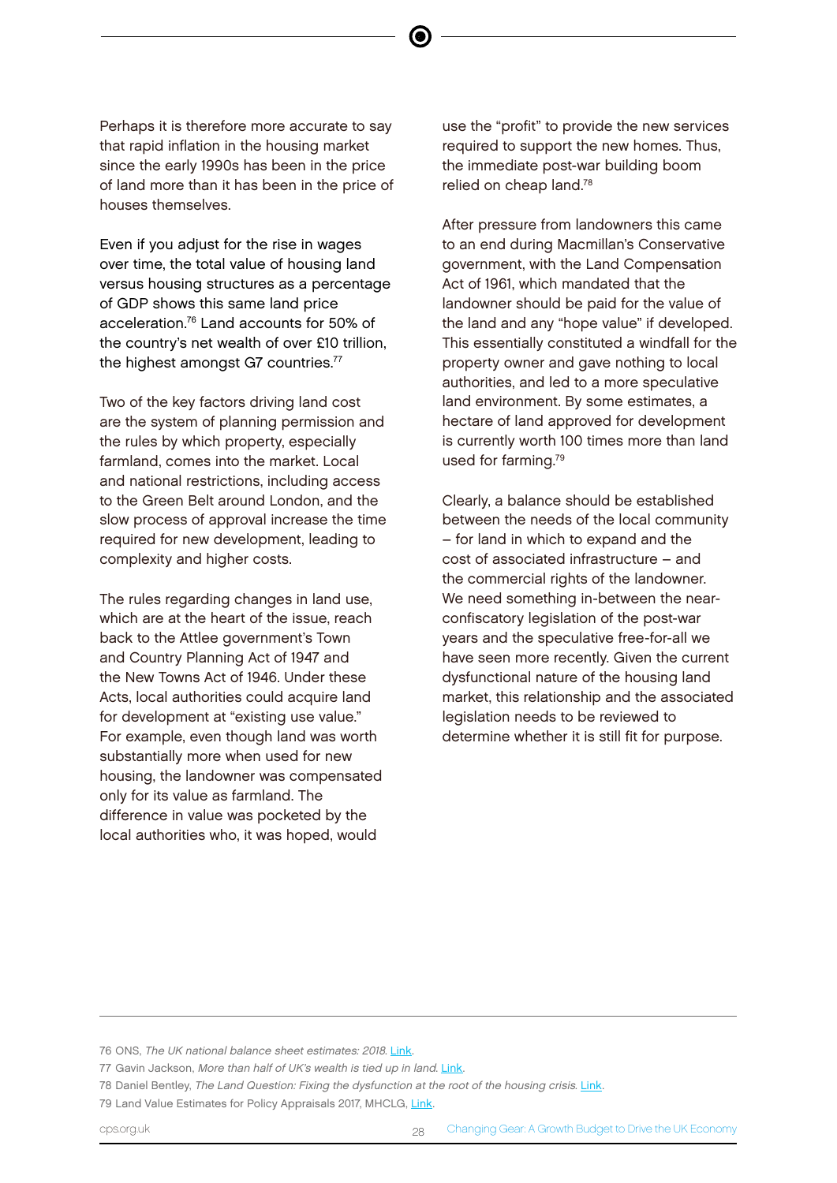Perhaps it is therefore more accurate to say that rapid inflation in the housing market since the early 1990s has been in the price of land more than it has been in the price of houses themselves.

Even if you adjust for the rise in wages over time, the total value of housing land versus housing structures as a percentage of GDP shows this same land price acceleration.[76] Land accounts for 50% of the country's net wealth of over £10 trillion, the highest amongst G7 countries.[77]

Two of the key factors driving land cost are the system of planning permission and the rules by which property, especially farmland, comes into the market. Local and national restrictions, including access to the Green Belt around London, and the slow process of approval increase the time required for new development, leading to complexity and higher costs.

The rules regarding changes in land use, which are at the heart of the issue, reach back to the Attlee government's Town and Country Planning Act of 1947 and the New Towns Act of 1946. Under these Acts, local authorities could acquire land for development at "existing use value." For example, even though land was worth substantially more when used for new housing, the landowner was compensated only for its value as farmland. The difference in value was pocketed by the local authorities who, it was hoped, would use the "profit" to provide the new services required to support the new homes. Thus, the immediate post-war building boom relied on cheap land.[78]

After pressure from landowners this came to an end during Macmillan's Conservative government, with the Land Compensation Act of 1961, which mandated that the landowner should be paid for the value of the land and any "hope value" if developed. This essentially constituted a windfall for the property owner and gave nothing to local authorities, and led to a more speculative land environment. By some estimates, a hectare of land approved for development is currently worth 100 times more than land used for farming.[79]

Clearly, a balance should be established between the needs of the local community – for land in which to expand and the cost of associated infrastructure – and the commercial rights of the landowner. We need something in-between the near-confiscatory legislation of the post-war years and the speculative free-for-all we have seen more recently. Given the current dysfunctional nature of the housing land market, this relationship and the associated legislation needs to be reviewed to determine whether it is still fit for purpose.

---

76 ONS, *The UK national balance sheet estimates: 2018.* Link.

77 Gavin Jackson, *More than half of UK's wealth is tied up in land.* Link.

78 Daniel Bentley, *The Land Question: Fixing the dysfunction at the root of the housing crisis.* Link.

79 Land Value Estimates for Policy Appraisals 2017, MHCLG, Link.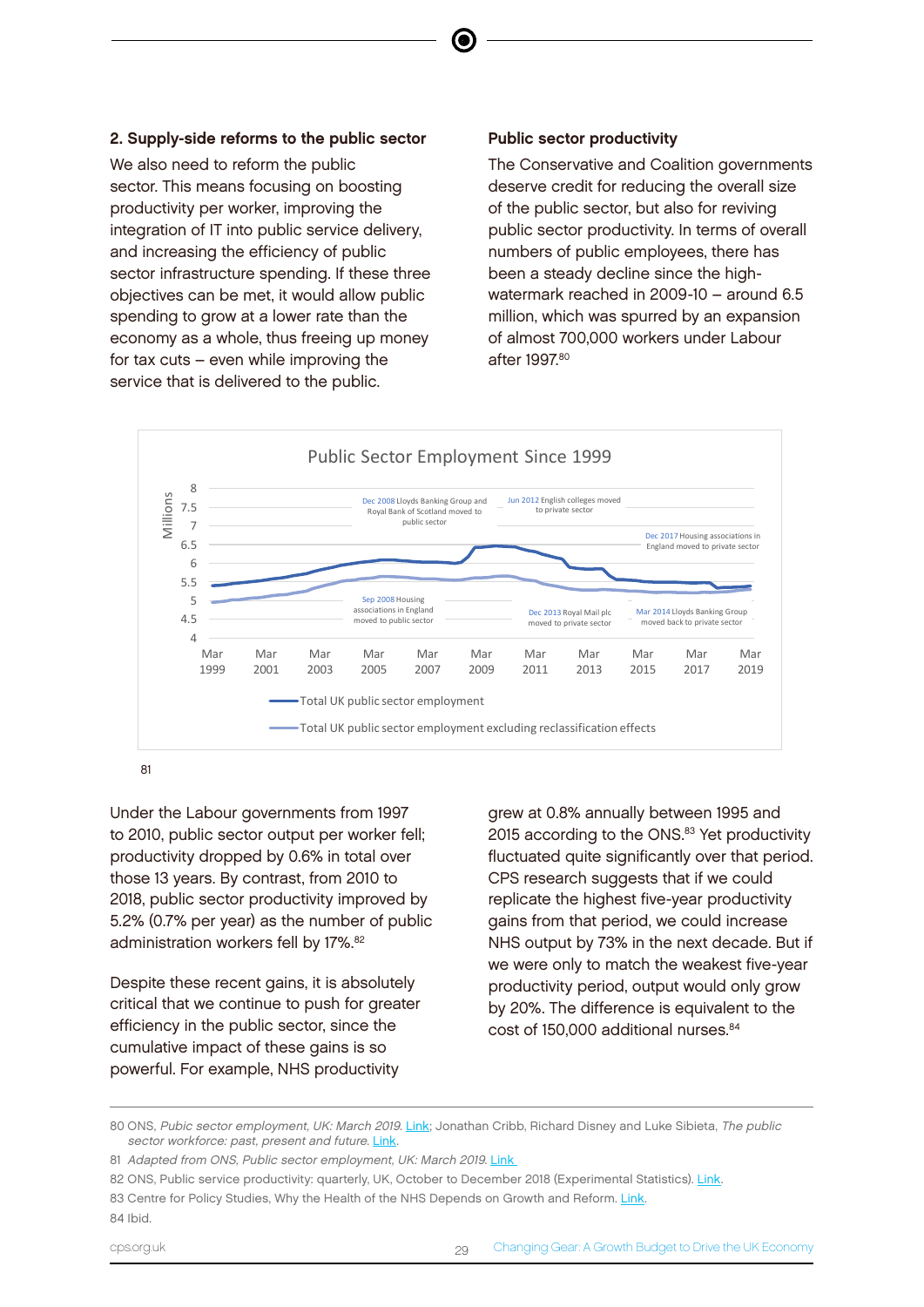### 2. Supply-side reforms to the public sector

We also need to reform the public sector. This means focusing on boosting productivity per worker, improving the integration of IT into public service delivery, and increasing the efficiency of public sector infrastructure spending. If these three objectives can be met, it would allow public spending to grow at a lower rate than the economy as a whole, thus freeing up money for tax cuts – even while improving the service that is delivered to the public.

### Public sector productivity

The Conservative and Coalition governments deserve credit for reducing the overall size of the public sector, but also for reviving public sector productivity. In terms of overall numbers of public employees, there has been a steady decline since the high-watermark reached in 2009-10 – around 6.5 million, which was spurred by an expansion of almost 700,000 workers under Labour after 1997.[80]

Public Sector Employment Since 1999

Millions

Dec 2008 Lloyds Banking Group and Royal Bank of Scotland moved to public sector

Jun 2012 English colleges moved to private sector

Dec 2017 Housing associations in England moved to private sector

Sep 2008 Housing associations in England moved to public sector

Dec 2013 Royal Mail plc moved to private sector

Mar 2014 Lloyds Banking Group moved back to private sector

Total UK public sector employment

Total UK public sector employment excluding reclassification effects

81

Under the Labour governments from 1997 to 2010, public sector output per worker fell; productivity dropped by 0.6% in total over those 13 years. By contrast, from 2010 to 2018, public sector productivity improved by 5.2% (0.7% per year) as the number of public administration workers fell by 17%.[82]

Despite these recent gains, it is absolutely critical that we continue to push for greater efficiency in the public sector, since the cumulative impact of these gains is so powerful. For example, NHS productivity grew at 0.8% annually between 1995 and 2015 according to the ONS.[83] Yet productivity fluctuated quite significantly over that period. CPS research suggests that if we could replicate the highest five-year productivity gains from that period, we could increase NHS output by 73% in the next decade. But if we were only to match the weakest five-year productivity period, output would only grow by 20%. The difference is equivalent to the cost of 150,000 additional nurses.[84]

---

80 ONS, *Pubic sector employment, UK: March 2019.* Link; Jonathan Cribb, Richard Disney and Luke Sibieta, *The public sector workforce: past, present and future.* Link.

81 *Adapted from ONS, Public sector employment, UK: March 2019.* Link

82 ONS, Public service productivity: quarterly, UK, October to December 2018 (Experimental Statistics). Link.

83 Centre for Policy Studies, Why the Health of the NHS Depends on Growth and Reform. Link.

84 Ibid.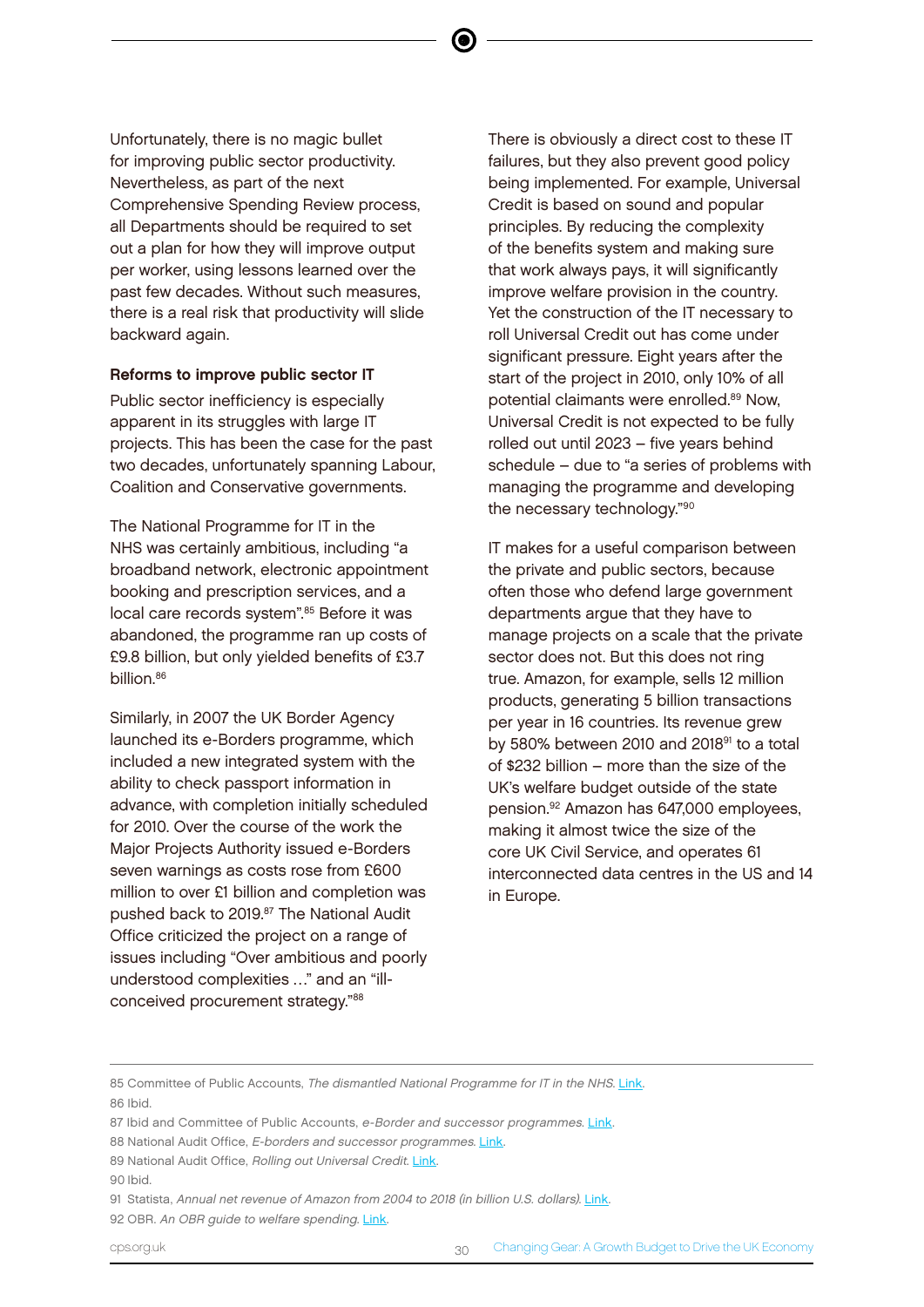Unfortunately, there is no magic bullet for improving public sector productivity. Nevertheless, as part of the next Comprehensive Spending Review process, all Departments should be required to set out a plan for how they will improve output per worker, using lessons learned over the past few decades. Without such measures, there is a real risk that productivity will slide backward again.

**Reforms to improve public sector IT**

Public sector inefficiency is especially apparent in its struggles with large IT projects. This has been the case for the past two decades, unfortunately spanning Labour, Coalition and Conservative governments.

The National Programme for IT in the NHS was certainly ambitious, including "a broadband network, electronic appointment booking and prescription services, and a local care records system".[85] Before it was abandoned, the programme ran up costs of £9.8 billion, but only yielded benefits of £3.7 billion.[86]

Similarly, in 2007 the UK Border Agency launched its e-Borders programme, which included a new integrated system with the ability to check passport information in advance, with completion initially scheduled for 2010. Over the course of the work the Major Projects Authority issued e-Borders seven warnings as costs rose from £600 million to over £1 billion and completion was pushed back to 2019.[87] The National Audit Office criticized the project on a range of issues including "Over ambitious and poorly understood complexities …" and an "ill-conceived procurement strategy."[88]

There is obviously a direct cost to these IT failures, but they also prevent good policy being implemented. For example, Universal Credit is based on sound and popular principles. By reducing the complexity of the benefits system and making sure that work always pays, it will significantly improve welfare provision in the country. Yet the construction of the IT necessary to roll Universal Credit out has come under significant pressure. Eight years after the start of the project in 2010, only 10% of all potential claimants were enrolled.[89] Now, Universal Credit is not expected to be fully rolled out until 2023 – five years behind schedule – due to "a series of problems with managing the programme and developing the necessary technology."[90]

IT makes for a useful comparison between the private and public sectors, because often those who defend large government departments argue that they have to manage projects on a scale that the private sector does not. But this does not ring true. Amazon, for example, sells 12 million products, generating 5 billion transactions per year in 16 countries. Its revenue grew by 580% between 2010 and 2018[91] to a total of $232 billion – more than the size of the UK's welfare budget outside of the state pension.[92] Amazon has 647,000 employees, making it almost twice the size of the core UK Civil Service, and operates 61 interconnected data centres in the US and 14 in Europe.

---

85 Committee of Public Accounts, *The dismantled National Programme for IT in the NHS*. Link.

86 Ibid.

87 Ibid and Committee of Public Accounts, *e-Border and successor programmes*. Link.

88 National Audit Office, *E-borders and successor programmes*. Link.

89 National Audit Office, *Rolling out Universal Credit*. Link.

90 Ibid.

91 Statista, *Annual net revenue of Amazon from 2004 to 2018 (in billion U.S. dollars)*. Link.

92 OBR. *An OBR guide to welfare spending*. Link.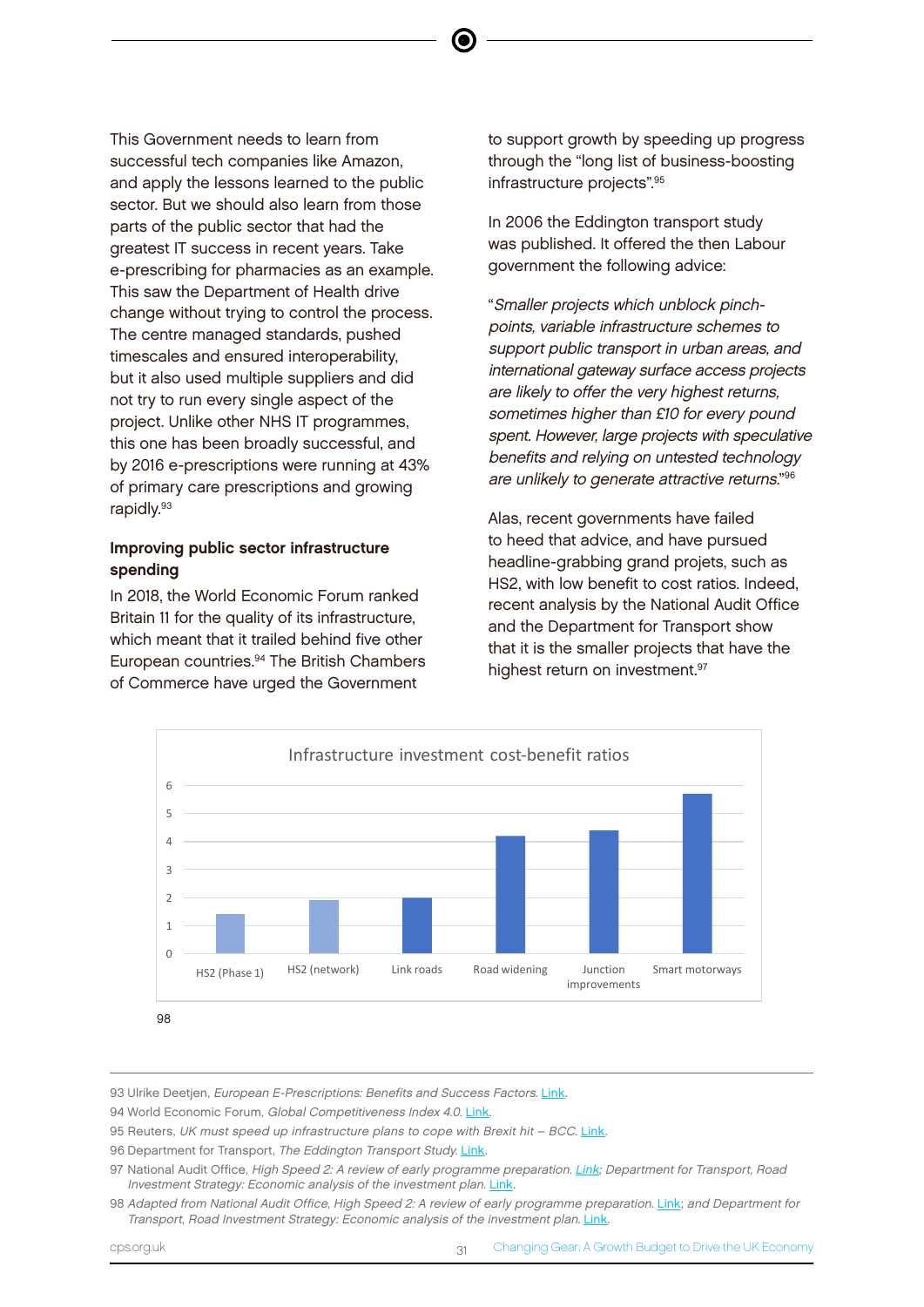This Government needs to learn from successful tech companies like Amazon, and apply the lessons learned to the public sector. But we should also learn from those parts of the public sector that had the greatest IT success in recent years. Take e-prescribing for pharmacies as an example. This saw the Department of Health drive change without trying to control the process. The centre managed standards, pushed timescales and ensured interoperability, but it also used multiple suppliers and did not try to run every single aspect of the project. Unlike other NHS IT programmes, this one has been broadly successful, and by 2016 e-prescriptions were running at 43% of primary care prescriptions and growing rapidly.[93]

**Improving public sector infrastructure spending**

In 2018, the World Economic Forum ranked Britain 11 for the quality of its infrastructure, which meant that it trailed behind five other European countries.[94] The British Chambers of Commerce have urged the Government to support growth by speeding up progress through the "long list of business-boosting infrastructure projects".[95]

In 2006 the Eddington transport study was published. It offered the then Labour government the following advice:

"*Smaller projects which unblock pinch-points, variable infrastructure schemes to support public transport in urban areas, and international gateway surface access projects are likely to offer the very highest returns, sometimes higher than £10 for every pound spent. However, large projects with speculative benefits and relying on untested technology are unlikely to generate attractive returns.*"[96]

Alas, recent governments have failed to heed that advice, and have pursued headline-grabbing grand projets, such as HS2, with low benefit to cost ratios. Indeed, recent analysis by the National Audit Office and the Department for Transport show that it is the smaller projects that have the highest return on investment.[97]

Infrastructure investment cost-benefit ratios

HS2 (Phase 1), HS2 (network), Link roads, Road widening, Junction improvements, Smart motorways

98

93 Ulrike Deetjen, *European E-Prescriptions: Benefits and Success Factors*. Link.

94 World Economic Forum, *Global Competitiveness Index 4.0*. Link.

95 Reuters, *UK must speed up infrastructure plans to cope with Brexit hit – BCC*. Link.

96 Department for Transport, *The Eddington Transport Study*. Link.

97 National Audit Office, *High Speed 2: A review of early programme preparation*. Link; Department for Transport, *Road Investment Strategy: Economic analysis of the investment plan*. Link.

98 *Adapted from National Audit Office, High Speed 2: A review of early programme preparation*. Link; *and Department for Transport, Road Investment Strategy: Economic analysis of the investment plan*. Link.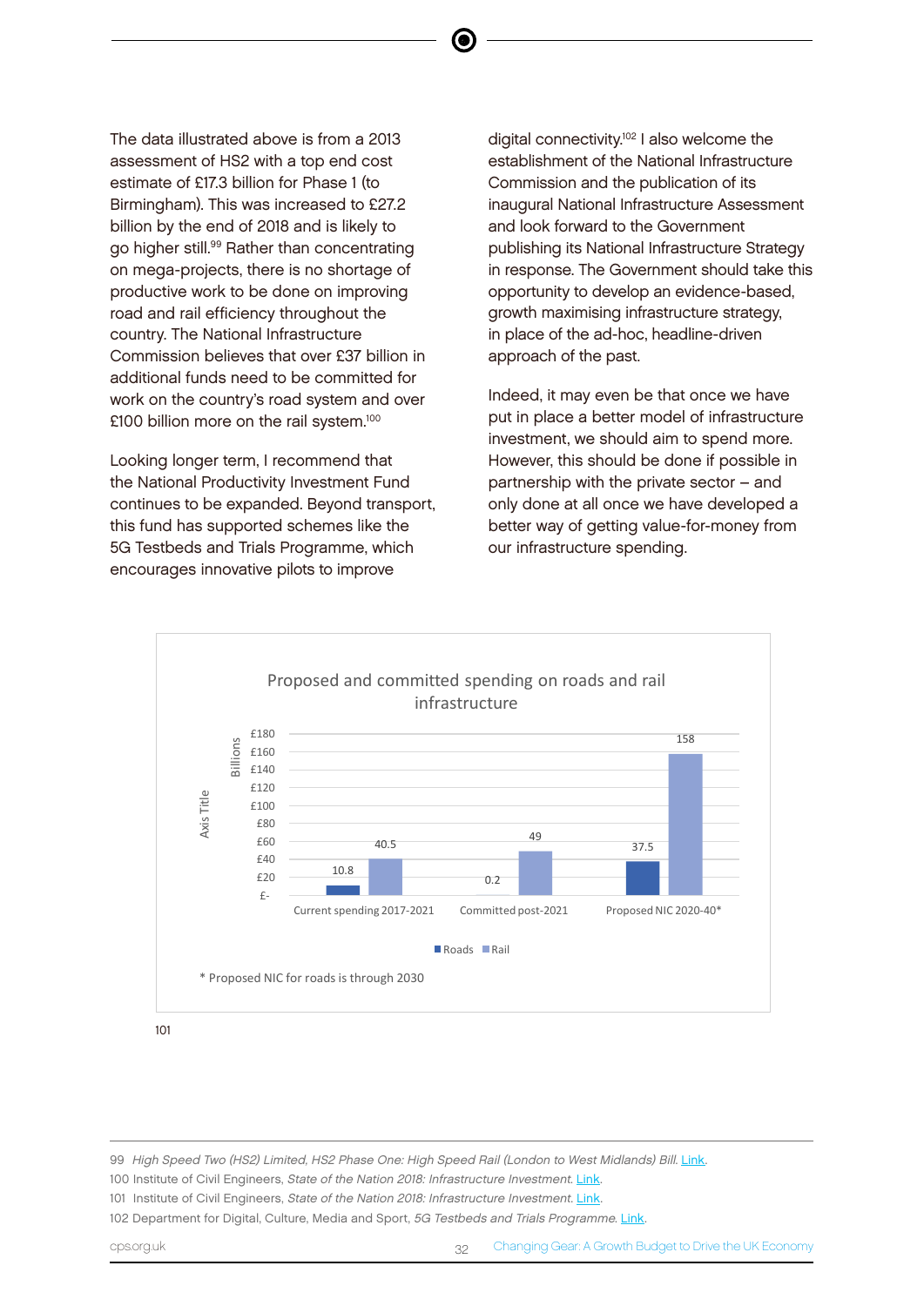The data illustrated above is from a 2013 assessment of HS2 with a top end cost estimate of £17.3 billion for Phase 1 (to Birmingham). This was increased to £27.2 billion by the end of 2018 and is likely to go higher still.[99] Rather than concentrating on mega-projects, there is no shortage of productive work to be done on improving road and rail efficiency throughout the country. The National Infrastructure Commission believes that over £37 billion in additional funds need to be committed for work on the country's road system and over £100 billion more on the rail system.[100]

Looking longer term, I recommend that the National Productivity Investment Fund continues to be expanded. Beyond transport, this fund has supported schemes like the 5G Testbeds and Trials Programme, which encourages innovative pilots to improve digital connectivity.[102] I also welcome the establishment of the National Infrastructure Commission and the publication of its inaugural National Infrastructure Assessment and look forward to the Government publishing its National Infrastructure Strategy in response. The Government should take this opportunity to develop an evidence-based, growth maximising infrastructure strategy, in place of the ad-hoc, headline-driven approach of the past.

Indeed, it may even be that once we have put in place a better model of infrastructure investment, we should aim to spend more. However, this should be done if possible in partnership with the private sector – and only done at all once we have developed a better way of getting value-for-money from our infrastructure spending.

**Proposed and committed spending on roads and rail infrastructure**

| £ Billions | Roads | Rail |
|---|---|---|
| Current spending 2017-2021 | 10.8 | 40.5 |
| Committed post-2021 | 0.2 | 49 |
| Proposed NIC 2020-40* | 37.5 | 158 |

\* Proposed NIC for roads is through 2030

101

99 *High Speed Two (HS2) Limited, HS2 Phase One: High Speed Rail (London to West Midlands) Bill.* Link.

100 Institute of Civil Engineers, *State of the Nation 2018: Infrastructure Investment.* Link.

101 Institute of Civil Engineers, *State of the Nation 2018: Infrastructure Investment.* Link.

102 Department for Digital, Culture, Media and Sport, *5G Testbeds and Trials Programme.* Link.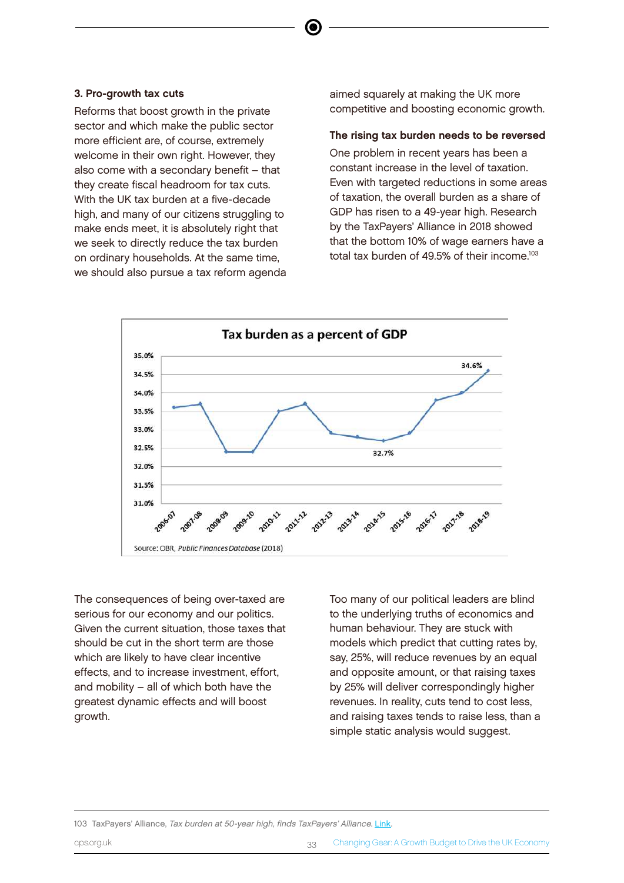### 3. Pro-growth tax cuts

Reforms that boost growth in the private sector and which make the public sector more efficient are, of course, extremely welcome in their own right. However, they also come with a secondary benefit – that they create fiscal headroom for tax cuts. With the UK tax burden at a five-decade high, and many of our citizens struggling to make ends meet, it is absolutely right that we seek to directly reduce the tax burden on ordinary households. At the same time, we should also pursue a tax reform agenda aimed squarely at making the UK more competitive and boosting economic growth.

#### The rising tax burden needs to be reversed

One problem in recent years has been a constant increase in the level of taxation. Even with targeted reductions in some areas of taxation, the overall burden as a share of GDP has risen to a 49-year high. Research by the TaxPayers' Alliance in 2018 showed that the bottom 10% of wage earners have a total tax burden of 49.5% of their income.[103]

**Tax burden as a percent of GDP**

Source: OBR, *Public Finances Database* (2018)

The consequences of being over-taxed are serious for our economy and our politics. Given the current situation, those taxes that should be cut in the short term are those which are likely to have clear incentive effects, and to increase investment, effort, and mobility – all of which both have the greatest dynamic effects and will boost growth.

Too many of our political leaders are blind to the underlying truths of economics and human behaviour. They are stuck with models which predict that cutting rates by, say, 25%, will reduce revenues by an equal and opposite amount, or that raising taxes by 25% will deliver correspondingly higher revenues. In reality, cuts tend to cost less, and raising taxes tends to raise less, than a simple static analysis would suggest.

---

103 TaxPayers' Alliance, *Tax burden at 50-year high, finds TaxPayers' Alliance*. Link.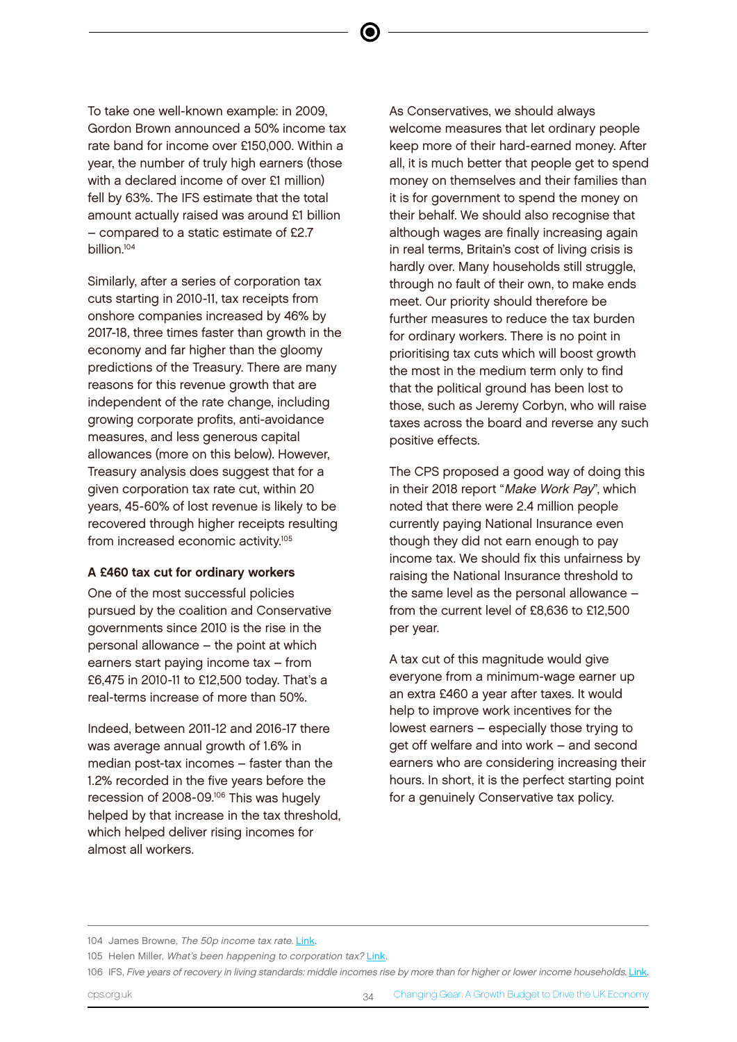To take one well-known example: in 2009, Gordon Brown announced a 50% income tax rate band for income over £150,000. Within a year, the number of truly high earners (those with a declared income of over £1 million) fell by 63%. The IFS estimate that the total amount actually raised was around £1 billion – compared to a static estimate of £2.7 billion.[104]

Similarly, after a series of corporation tax cuts starting in 2010-11, tax receipts from onshore companies increased by 46% by 2017-18, three times faster than growth in the economy and far higher than the gloomy predictions of the Treasury. There are many reasons for this revenue growth that are independent of the rate change, including growing corporate profits, anti-avoidance measures, and less generous capital allowances (more on this below). However, Treasury analysis does suggest that for a given corporation tax rate cut, within 20 years, 45-60% of lost revenue is likely to be recovered through higher receipts resulting from increased economic activity.[105]

**A £460 tax cut for ordinary workers**

One of the most successful policies pursued by the coalition and Conservative governments since 2010 is the rise in the personal allowance – the point at which earners start paying income tax – from £6,475 in 2010-11 to £12,500 today. That's a real-terms increase of more than 50%.

Indeed, between 2011-12 and 2016-17 there was average annual growth of 1.6% in median post-tax incomes – faster than the 1.2% recorded in the five years before the recession of 2008-09.[106] This was hugely helped by that increase in the tax threshold, which helped deliver rising incomes for almost all workers.

As Conservatives, we should always welcome measures that let ordinary people keep more of their hard-earned money. After all, it is much better that people get to spend money on themselves and their families than it is for government to spend the money on their behalf. We should also recognise that although wages are finally increasing again in real terms, Britain's cost of living crisis is hardly over. Many households still struggle, through no fault of their own, to make ends meet. Our priority should therefore be further measures to reduce the tax burden for ordinary workers. There is no point in prioritising tax cuts which will boost growth the most in the medium term only to find that the political ground has been lost to those, such as Jeremy Corbyn, who will raise taxes across the board and reverse any such positive effects.

The CPS proposed a good way of doing this in their 2018 report "*Make Work Pay*", which noted that there were 2.4 million people currently paying National Insurance even though they did not earn enough to pay income tax. We should fix this unfairness by raising the National Insurance threshold to the same level as the personal allowance – from the current level of £8,636 to £12,500 per year.

A tax cut of this magnitude would give everyone from a minimum-wage earner up an extra £460 a year after taxes. It would help to improve work incentives for the lowest earners – especially those trying to get off welfare and into work – and second earners who are considering increasing their hours. In short, it is the perfect starting point for a genuinely Conservative tax policy.

---

104 James Browne, *The 50p income tax rate*. Link.

105 Helen Miller, *What's been happening to corporation tax?* Link.

106 IFS, *Five years of recovery in living standards: middle incomes rise by more than for higher or lower income households*. Link.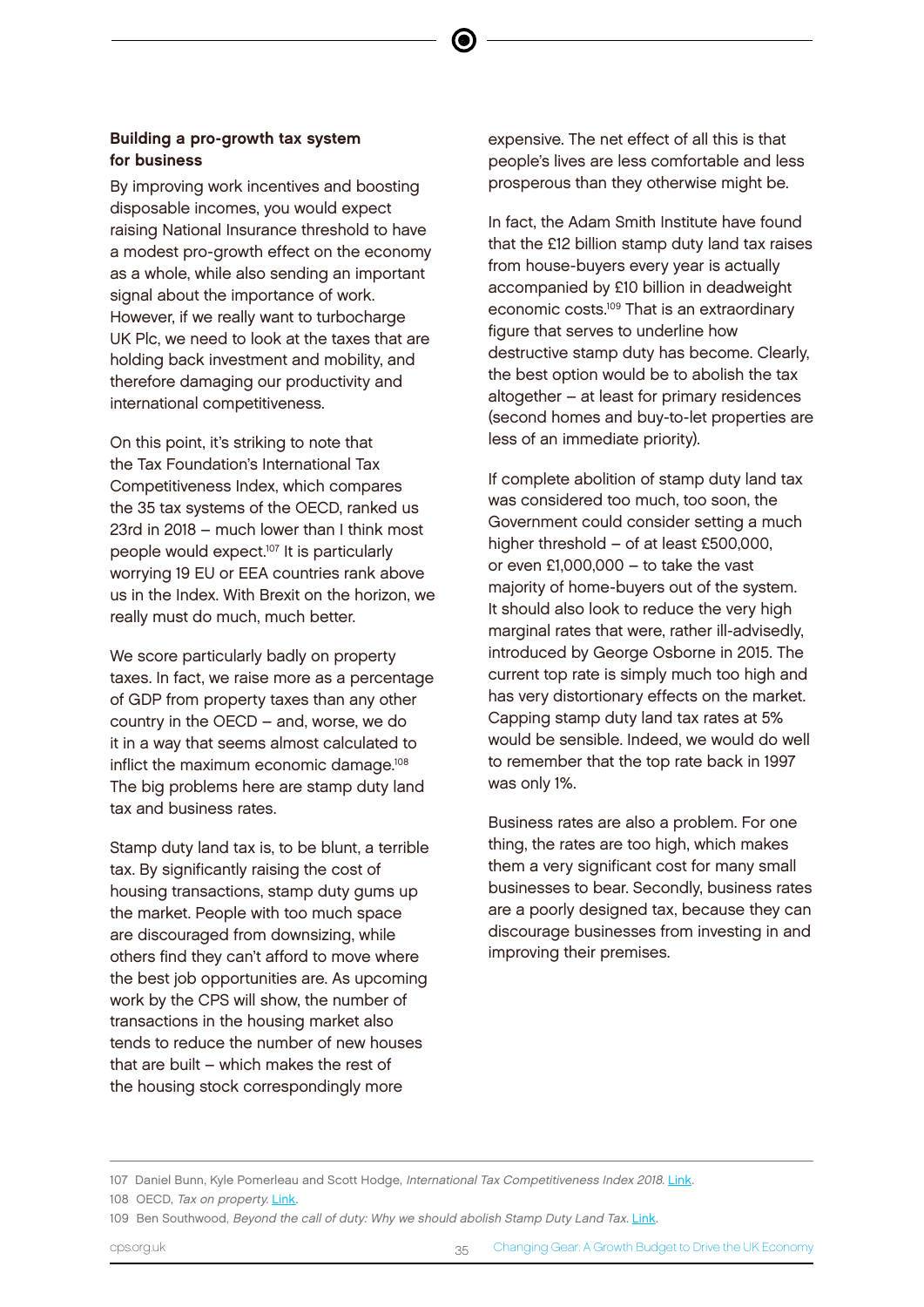### Building a pro-growth tax system for business

By improving work incentives and boosting disposable incomes, you would expect raising National Insurance threshold to have a modest pro-growth effect on the economy as a whole, while also sending an important signal about the importance of work. However, if we really want to turbocharge UK Plc, we need to look at the taxes that are holding back investment and mobility, and therefore damaging our productivity and international competitiveness.

On this point, it's striking to note that the Tax Foundation's International Tax Competitiveness Index, which compares the 35 tax systems of the OECD, ranked us 23rd in 2018 – much lower than I think most people would expect.[107] It is particularly worrying 19 EU or EEA countries rank above us in the Index. With Brexit on the horizon, we really must do much, much better.

We score particularly badly on property taxes. In fact, we raise more as a percentage of GDP from property taxes than any other country in the OECD – and, worse, we do it in a way that seems almost calculated to inflict the maximum economic damage.[108] The big problems here are stamp duty land tax and business rates.

Stamp duty land tax is, to be blunt, a terrible tax. By significantly raising the cost of housing transactions, stamp duty gums up the market. People with too much space are discouraged from downsizing, while others find they can't afford to move where the best job opportunities are. As upcoming work by the CPS will show, the number of transactions in the housing market also tends to reduce the number of new houses that are built – which makes the rest of the housing stock correspondingly more expensive. The net effect of all this is that people's lives are less comfortable and less prosperous than they otherwise might be.

In fact, the Adam Smith Institute have found that the £12 billion stamp duty land tax raises from house-buyers every year is actually accompanied by £10 billion in deadweight economic costs.[109] That is an extraordinary figure that serves to underline how destructive stamp duty has become. Clearly, the best option would be to abolish the tax altogether – at least for primary residences (second homes and buy-to-let properties are less of an immediate priority).

If complete abolition of stamp duty land tax was considered too much, too soon, the Government could consider setting a much higher threshold – of at least £500,000, or even £1,000,000 – to take the vast majority of home-buyers out of the system. It should also look to reduce the very high marginal rates that were, rather ill-advisedly, introduced by George Osborne in 2015. The current top rate is simply much too high and has very distortionary effects on the market. Capping stamp duty land tax rates at 5% would be sensible. Indeed, we would do well to remember that the top rate back in 1997 was only 1%.

Business rates are also a problem. For one thing, the rates are too high, which makes them a very significant cost for many small businesses to bear. Secondly, business rates are a poorly designed tax, because they can discourage businesses from investing in and improving their premises.

---

107 Daniel Bunn, Kyle Pomerleau and Scott Hodge, *International Tax Competitiveness Index 2018*. Link.

108 OECD, *Tax on property*. Link.

109 Ben Southwood, *Beyond the call of duty: Why we should abolish Stamp Duty Land Tax*. Link.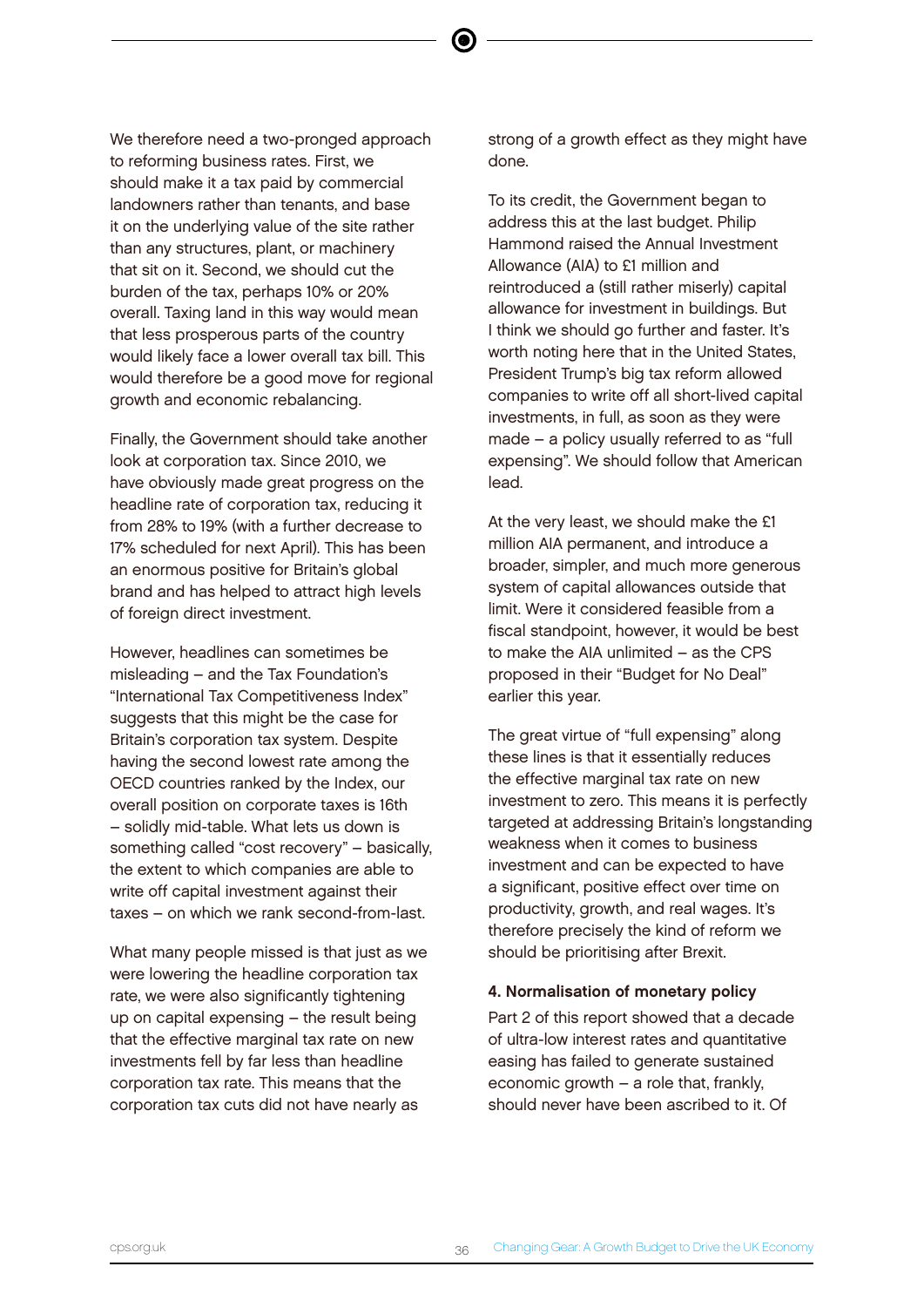We therefore need a two-pronged approach to reforming business rates. First, we should make it a tax paid by commercial landowners rather than tenants, and base it on the underlying value of the site rather than any structures, plant, or machinery that sit on it. Second, we should cut the burden of the tax, perhaps 10% or 20% overall. Taxing land in this way would mean that less prosperous parts of the country would likely face a lower overall tax bill. This would therefore be a good move for regional growth and economic rebalancing.

Finally, the Government should take another look at corporation tax. Since 2010, we have obviously made great progress on the headline rate of corporation tax, reducing it from 28% to 19% (with a further decrease to 17% scheduled for next April). This has been an enormous positive for Britain's global brand and has helped to attract high levels of foreign direct investment.

However, headlines can sometimes be misleading – and the Tax Foundation's "International Tax Competitiveness Index" suggests that this might be the case for Britain's corporation tax system. Despite having the second lowest rate among the OECD countries ranked by the Index, our overall position on corporate taxes is 16th – solidly mid-table. What lets us down is something called "cost recovery" – basically, the extent to which companies are able to write off capital investment against their taxes – on which we rank second-from-last.

What many people missed is that just as we were lowering the headline corporation tax rate, we were also significantly tightening up on capital expensing – the result being that the effective marginal tax rate on new investments fell by far less than headline corporation tax rate. This means that the corporation tax cuts did not have nearly as strong of a growth effect as they might have done.

To its credit, the Government began to address this at the last budget. Philip Hammond raised the Annual Investment Allowance (AIA) to £1 million and reintroduced a (still rather miserly) capital allowance for investment in buildings. But I think we should go further and faster. It's worth noting here that in the United States, President Trump's big tax reform allowed companies to write off all short-lived capital investments, in full, as soon as they were made – a policy usually referred to as "full expensing". We should follow that American lead.

At the very least, we should make the £1 million AIA permanent, and introduce a broader, simpler, and much more generous system of capital allowances outside that limit. Were it considered feasible from a fiscal standpoint, however, it would be best to make the AIA unlimited – as the CPS proposed in their "Budget for No Deal" earlier this year.

The great virtue of "full expensing" along these lines is that it essentially reduces the effective marginal tax rate on new investment to zero. This means it is perfectly targeted at addressing Britain's longstanding weakness when it comes to business investment and can be expected to have a significant, positive effect over time on productivity, growth, and real wages. It's therefore precisely the kind of reform we should be prioritising after Brexit.

**4. Normalisation of monetary policy**

Part 2 of this report showed that a decade of ultra-low interest rates and quantitative easing has failed to generate sustained economic growth – a role that, frankly, should never have been ascribed to it. Of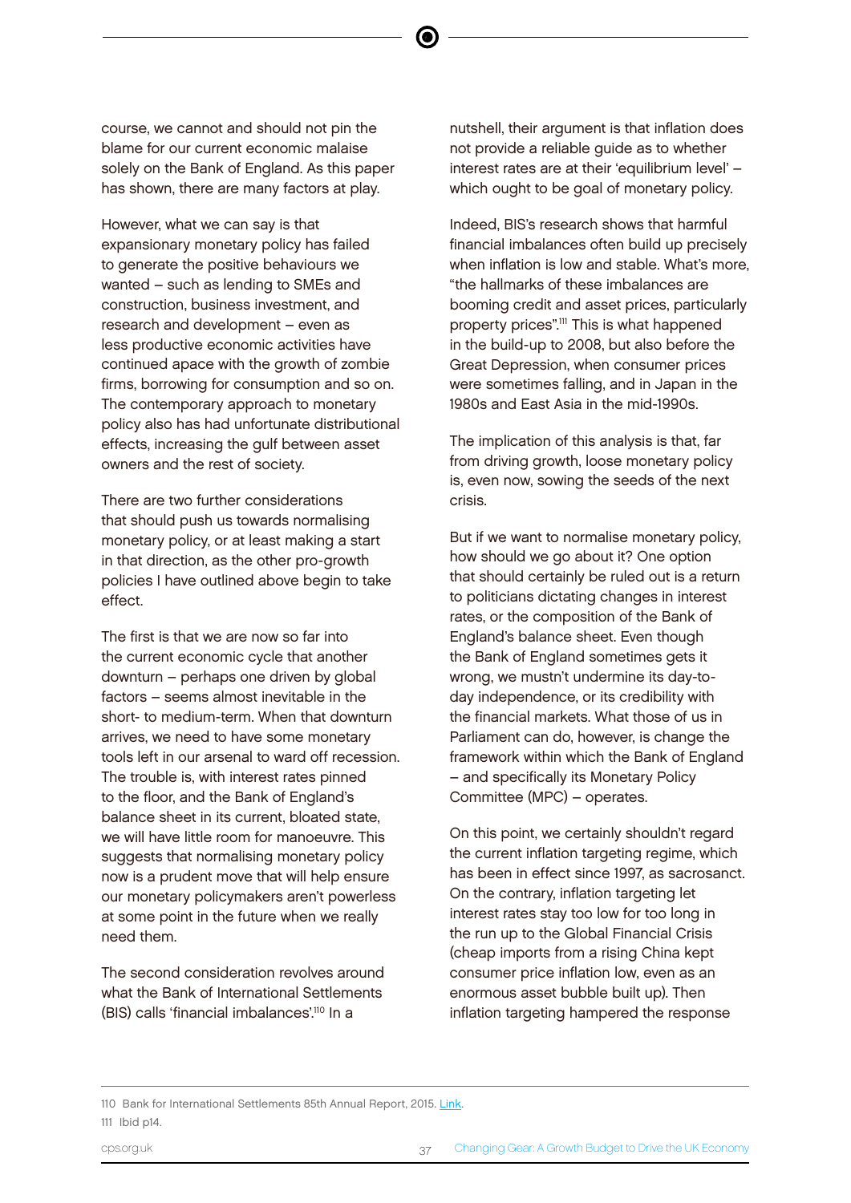course, we cannot and should not pin the blame for our current economic malaise solely on the Bank of England. As this paper has shown, there are many factors at play.

However, what we can say is that expansionary monetary policy has failed to generate the positive behaviours we wanted – such as lending to SMEs and construction, business investment, and research and development – even as less productive economic activities have continued apace with the growth of zombie firms, borrowing for consumption and so on. The contemporary approach to monetary policy also has had unfortunate distributional effects, increasing the gulf between asset owners and the rest of society.

There are two further considerations that should push us towards normalising monetary policy, or at least making a start in that direction, as the other pro-growth policies I have outlined above begin to take effect.

The first is that we are now so far into the current economic cycle that another downturn – perhaps one driven by global factors – seems almost inevitable in the short- to medium-term. When that downturn arrives, we need to have some monetary tools left in our arsenal to ward off recession. The trouble is, with interest rates pinned to the floor, and the Bank of England's balance sheet in its current, bloated state, we will have little room for manoeuvre. This suggests that normalising monetary policy now is a prudent move that will help ensure our monetary policymakers aren't powerless at some point in the future when we really need them.

The second consideration revolves around what the Bank of International Settlements (BIS) calls 'financial imbalances'.[110] In a nutshell, their argument is that inflation does not provide a reliable guide as to whether interest rates are at their 'equilibrium level' – which ought to be goal of monetary policy.

Indeed, BIS's research shows that harmful financial imbalances often build up precisely when inflation is low and stable. What's more, "the hallmarks of these imbalances are booming credit and asset prices, particularly property prices".[111] This is what happened in the build-up to 2008, but also before the Great Depression, when consumer prices were sometimes falling, and in Japan in the 1980s and East Asia in the mid-1990s.

The implication of this analysis is that, far from driving growth, loose monetary policy is, even now, sowing the seeds of the next crisis.

But if we want to normalise monetary policy, how should we go about it? One option that should certainly be ruled out is a return to politicians dictating changes in interest rates, or the composition of the Bank of England's balance sheet. Even though the Bank of England sometimes gets it wrong, we mustn't undermine its day-to-day independence, or its credibility with the financial markets. What those of us in Parliament can do, however, is change the framework within which the Bank of England – and specifically its Monetary Policy Committee (MPC) – operates.

On this point, we certainly shouldn't regard the current inflation targeting regime, which has been in effect since 1997, as sacrosanct. On the contrary, inflation targeting let interest rates stay too low for too long in the run up to the Global Financial Crisis (cheap imports from a rising China kept consumer price inflation low, even as an enormous asset bubble built up). Then inflation targeting hampered the response

---

110 Bank for International Settlements 85th Annual Report, 2015. Link.

111 Ibid p14.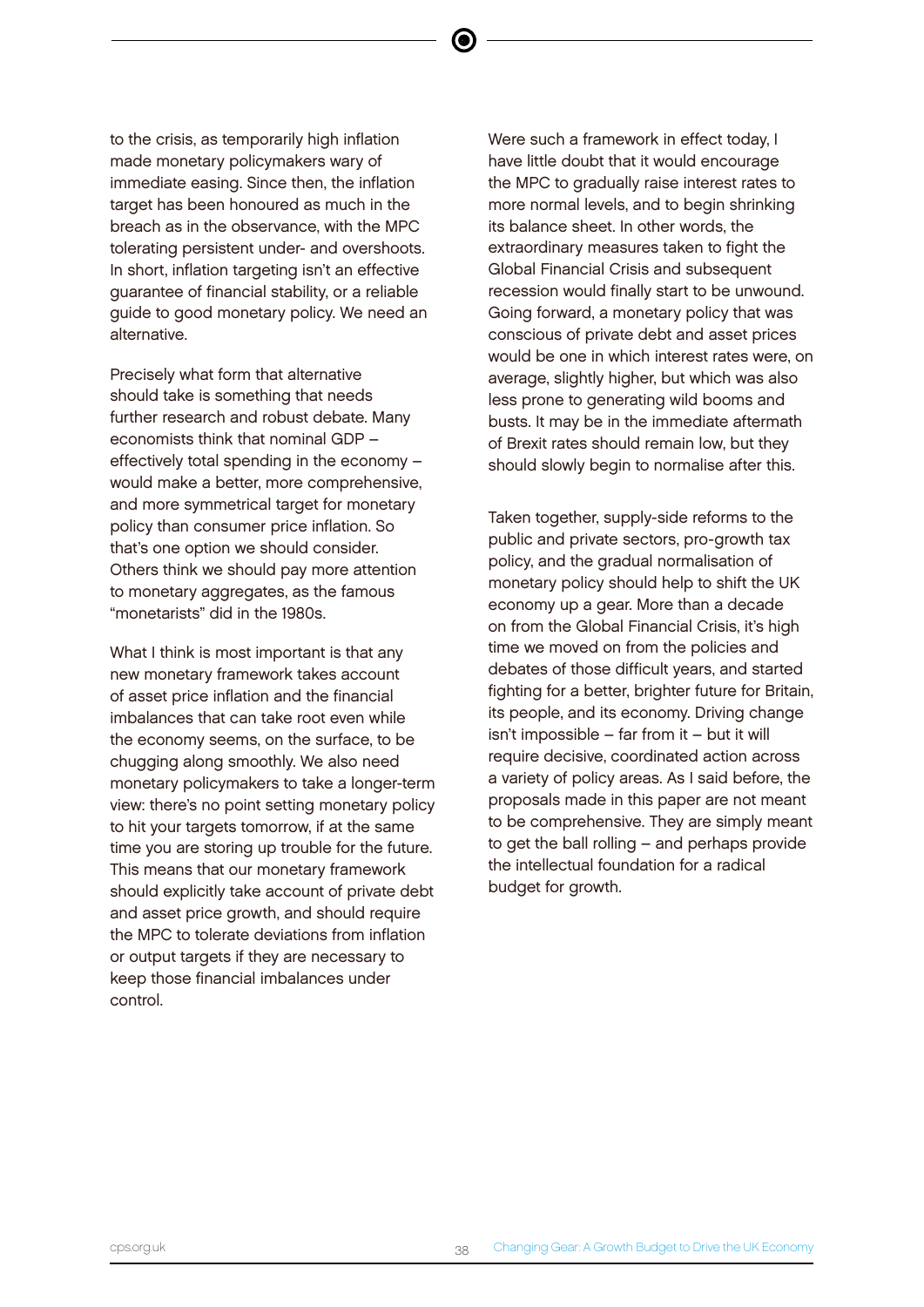to the crisis, as temporarily high inflation made monetary policymakers wary of immediate easing. Since then, the inflation target has been honoured as much in the breach as in the observance, with the MPC tolerating persistent under- and overshoots. In short, inflation targeting isn't an effective guarantee of financial stability, or a reliable guide to good monetary policy. We need an alternative.

Precisely what form that alternative should take is something that needs further research and robust debate. Many economists think that nominal GDP – effectively total spending in the economy – would make a better, more comprehensive, and more symmetrical target for monetary policy than consumer price inflation. So that's one option we should consider. Others think we should pay more attention to monetary aggregates, as the famous "monetarists" did in the 1980s.

What I think is most important is that any new monetary framework takes account of asset price inflation and the financial imbalances that can take root even while the economy seems, on the surface, to be chugging along smoothly. We also need monetary policymakers to take a longer-term view: there's no point setting monetary policy to hit your targets tomorrow, if at the same time you are storing up trouble for the future. This means that our monetary framework should explicitly take account of private debt and asset price growth, and should require the MPC to tolerate deviations from inflation or output targets if they are necessary to keep those financial imbalances under control.

Were such a framework in effect today, I have little doubt that it would encourage the MPC to gradually raise interest rates to more normal levels, and to begin shrinking its balance sheet. In other words, the extraordinary measures taken to fight the Global Financial Crisis and subsequent recession would finally start to be unwound. Going forward, a monetary policy that was conscious of private debt and asset prices would be one in which interest rates were, on average, slightly higher, but which was also less prone to generating wild booms and busts. It may be in the immediate aftermath of Brexit rates should remain low, but they should slowly begin to normalise after this.

Taken together, supply-side reforms to the public and private sectors, pro-growth tax policy, and the gradual normalisation of monetary policy should help to shift the UK economy up a gear. More than a decade on from the Global Financial Crisis, it's high time we moved on from the policies and debates of those difficult years, and started fighting for a better, brighter future for Britain, its people, and its economy. Driving change isn't impossible – far from it – but it will require decisive, coordinated action across a variety of policy areas. As I said before, the proposals made in this paper are not meant to be comprehensive. They are simply meant to get the ball rolling – and perhaps provide the intellectual foundation for a radical budget for growth.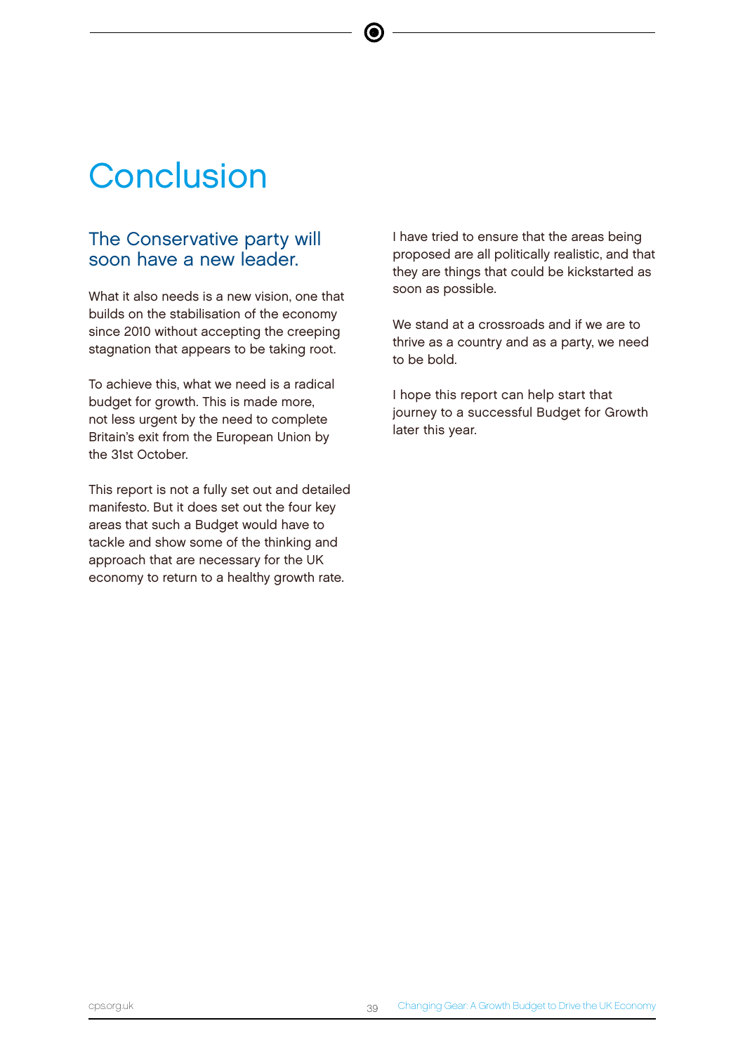# Conclusion

## The Conservative party will soon have a new leader.

What it also needs is a new vision, one that builds on the stabilisation of the economy since 2010 without accepting the creeping stagnation that appears to be taking root.

To achieve this, what we need is a radical budget for growth. This is made more, not less urgent by the need to complete Britain's exit from the European Union by the 31st October.

This report is not a fully set out and detailed manifesto. But it does set out the four key areas that such a Budget would have to tackle and show some of the thinking and approach that are necessary for the UK economy to return to a healthy growth rate.

I have tried to ensure that the areas being proposed are all politically realistic, and that they are things that could be kickstarted as soon as possible.

We stand at a crossroads and if we are to thrive as a country and as a party, we need to be bold.

I hope this report can help start that journey to a successful Budget for Growth later this year.